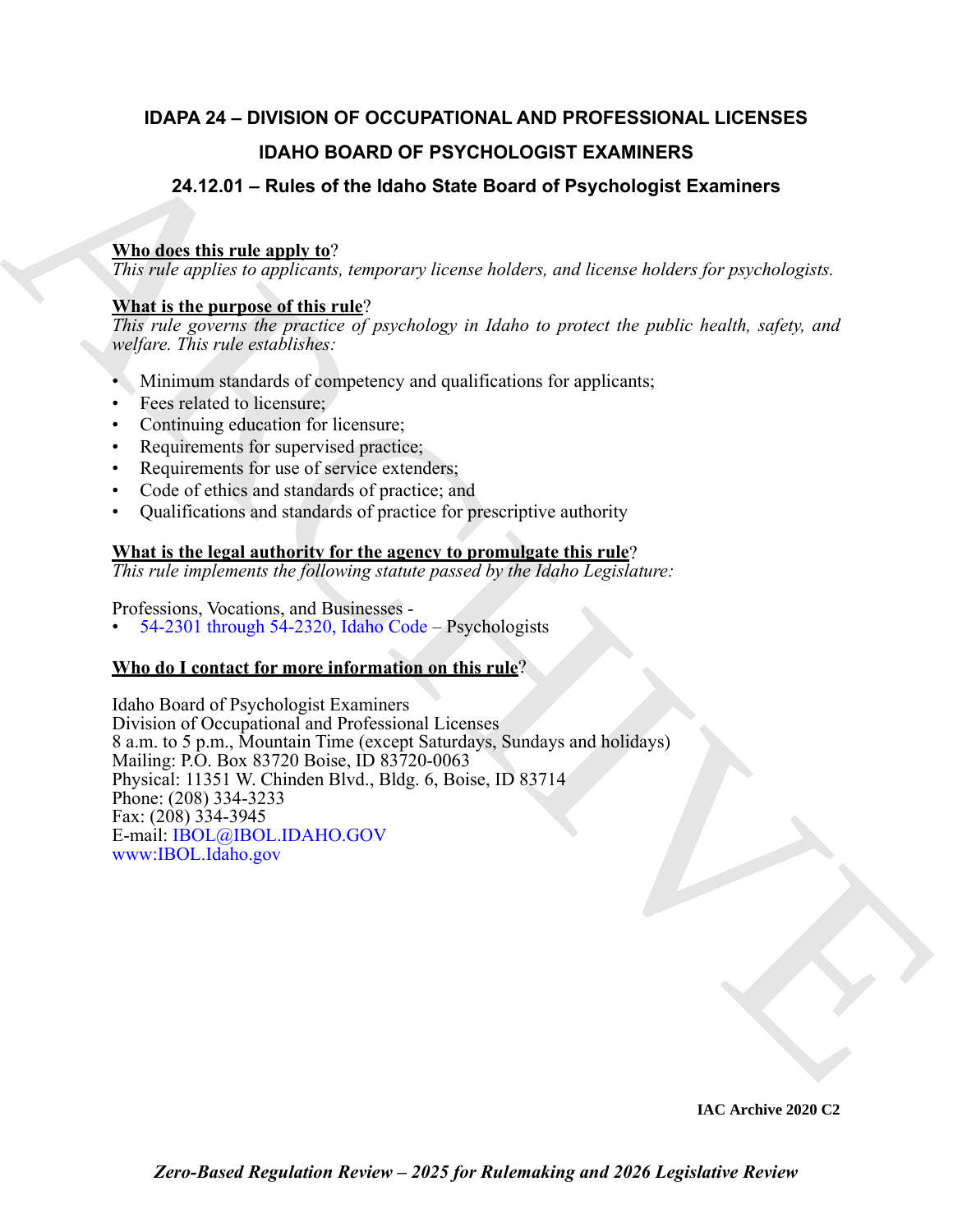# IDAPA 24 – DIVISION OF OCCUPATIONAL AND PROFESSIONAL LICENSES

## IDAHO BOARD OF PSYCHOLOGIST EXAMINERS

## 24.12.01 – Rules of the Idaho State Board of Psychologist Examiners

**Who does this rule apply to**?
*This rule applies to applicants, temporary license holders, and license holders for psychologists.*

**What is the purpose of this rule**?
*This rule governs the practice of psychology in Idaho to protect the public health, safety, and welfare. This rule establishes:*

- Minimum standards of competency and qualifications for applicants;
- Fees related to licensure;
- Continuing education for licensure;
- Requirements for supervised practice;
- Requirements for use of service extenders;
- Code of ethics and standards of practice; and
- Qualifications and standards of practice for prescriptive authority

**What is the legal authority for the agency to promulgate this rule**?
*This rule implements the following statute passed by the Idaho Legislature:*

Professions, Vocations, and Businesses -
- 54-2301 through 54-2320, Idaho Code – Psychologists

**Who do I contact for more information on this rule**?

Idaho Board of Psychologist Examiners
Division of Occupational and Professional Licenses
8 a.m. to 5 p.m., Mountain Time (except Saturdays, Sundays and holidays)
Mailing: P.O. Box 83720 Boise, ID 83720-0063
Physical: 11351 W. Chinden Blvd., Bldg. 6, Boise, ID 83714
Phone: (208) 334-3233
Fax: (208) 334-3945
E-mail: IBOL@IBOL.IDAHO.GOV
www:IBOL.Idaho.gov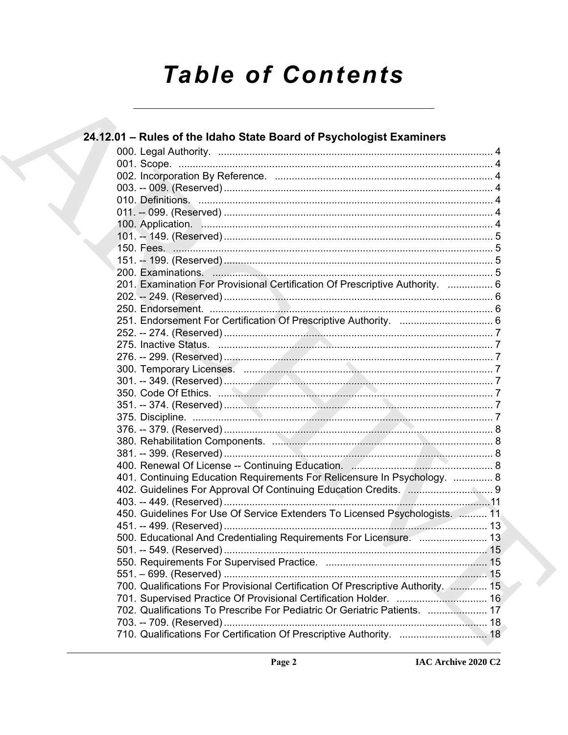# Table of Contents

## 24.12.01 – Rules of the Idaho State Board of Psychologist Examiners

000. Legal Authority. ........................................................................................ 4
001. Scope. ........................................................................................ 4
002. Incorporation By Reference. ........................................................................................ 4
003. -- 009. (Reserved) ........................................................................................ 4
010. Definitions. ........................................................................................ 4
011. -- 099. (Reserved) ........................................................................................ 4
100. Application. ........................................................................................ 4
101. -- 149. (Reserved) ........................................................................................ 5
150. Fees. ........................................................................................ 5
151. -- 199. (Reserved) ........................................................................................ 5
200. Examinations. ........................................................................................ 5
201. Examination For Provisional Certification Of Prescriptive Authority. ................ 6
202. -- 249. (Reserved) ........................................................................................ 6
250. Endorsement. ........................................................................................ 6
251. Endorsement For Certification Of Prescriptive Authority. ................................. 6
252. -- 274. (Reserved) ........................................................................................ 7
275. Inactive Status. ........................................................................................ 7
276. -- 299. (Reserved) ........................................................................................ 7
300. Temporary Licenses. ........................................................................................ 7
301. -- 349. (Reserved) ........................................................................................ 7
350. Code Of Ethics. ........................................................................................ 7
351. -- 374. (Reserved) ........................................................................................ 7
375. Discipline. ........................................................................................ 7
376. -- 379. (Reserved) ........................................................................................ 8
380. Rehabilitation Components. ........................................................................................ 8
381. -- 399. (Reserved) ........................................................................................ 8
400. Renewal Of License -- Continuing Education. ........................................................ 8
401. Continuing Education Requirements For Relicensure In Psychology. .............. 8
402. Guidelines For Approval Of Continuing Education Credits. .............................. 9
403. -- 449. (Reserved) ........................................................................................ 11
450. Guidelines For Use Of Service Extenders To Licensed Psychologists. .......... 11
451. -- 499. (Reserved) ........................................................................................ 13
500. Educational And Credentialing Requirements For Licensure. ........................ 13
501. -- 549. (Reserved) ........................................................................................ 15
550. Requirements For Supervised Practice. ........................................................ 15
551. – 699. (Reserved) ........................................................................................ 15
700. Qualifications For Provisional Certification Of Prescriptive Authority. ............. 15
701. Supervised Practice Of Provisional Certification Holder. ................................ 16
702. Qualifications To Prescribe For Pediatric Or Geriatric Patients. ..................... 17
703. -- 709. (Reserved) ........................................................................................ 18
710. Qualifications For Certification Of Prescriptive Authority. ............................... 18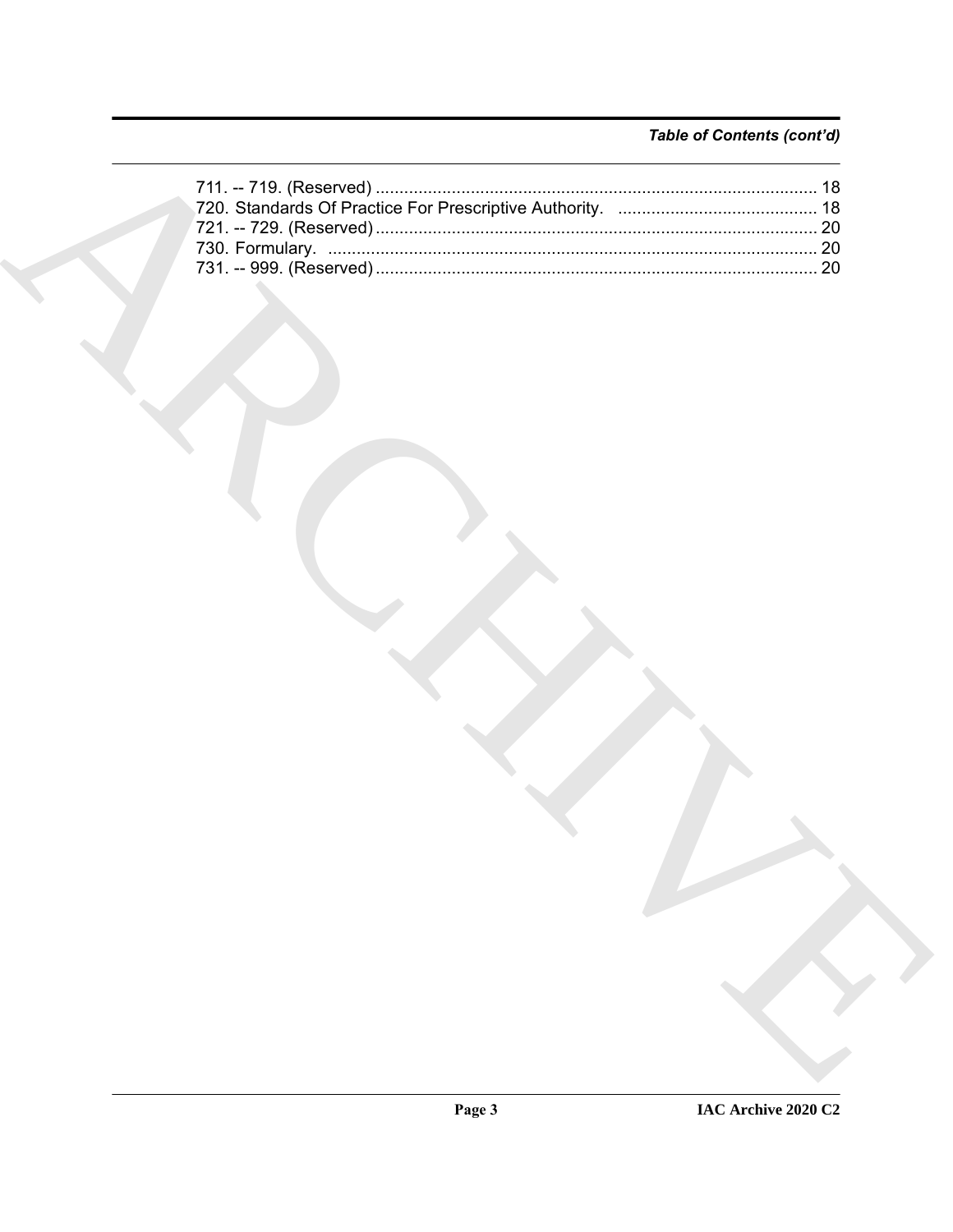## Table of Contents (cont'd)

711. -- 719. (Reserved) ............................................................................................. 18
720. Standards Of Practice For Prescriptive Authority. .......................................... 18
721. -- 729. (Reserved) ............................................................................................. 20
730. Formulary. ...................................................................................................... 20
731. -- 999. (Reserved) ............................................................................................. 20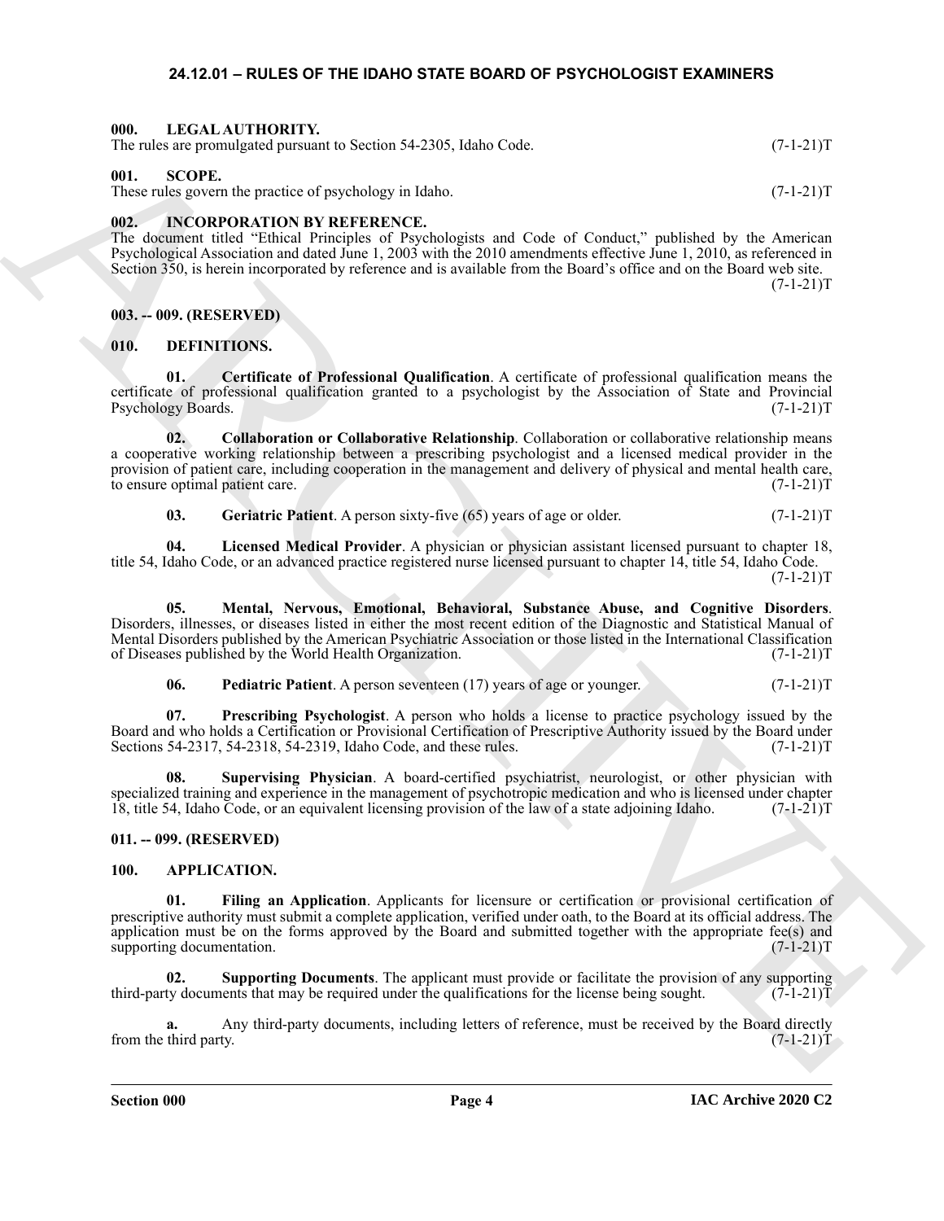## 24.12.01 – RULES OF THE IDAHO STATE BOARD OF PSYCHOLOGIST EXAMINERS

### 000. LEGAL AUTHORITY.

The rules are promulgated pursuant to Section 54-2305, Idaho Code. (7-1-21)T

### 001. SCOPE.

These rules govern the practice of psychology in Idaho. (7-1-21)T

### 002. INCORPORATION BY REFERENCE.

The document titled "Ethical Principles of Psychologists and Code of Conduct," published by the American Psychological Association and dated June 1, 2003 with the 2010 amendments effective June 1, 2010, as referenced in Section 350, is herein incorporated by reference and is available from the Board's office and on the Board web site. (7-1-21)T

### 003. -- 009. (RESERVED)

### 010. DEFINITIONS.

**01. Certificate of Professional Qualification**. A certificate of professional qualification means the certificate of professional qualification granted to a psychologist by the Association of State and Provincial Psychology Boards. (7-1-21)T

**02. Collaboration or Collaborative Relationship**. Collaboration or collaborative relationship means a cooperative working relationship between a prescribing psychologist and a licensed medical provider in the provision of patient care, including cooperation in the management and delivery of physical and mental health care, to ensure optimal patient care. (7-1-21)T

**03. Geriatric Patient**. A person sixty-five (65) years of age or older. (7-1-21)T

**04. Licensed Medical Provider**. A physician or physician assistant licensed pursuant to chapter 18, title 54, Idaho Code, or an advanced practice registered nurse licensed pursuant to chapter 14, title 54, Idaho Code. (7-1-21)T

**05. Mental, Nervous, Emotional, Behavioral, Substance Abuse, and Cognitive Disorders**. Disorders, illnesses, or diseases listed in either the most recent edition of the Diagnostic and Statistical Manual of Mental Disorders published by the American Psychiatric Association or those listed in the International Classification of Diseases published by the World Health Organization. (7-1-21)T

**06. Pediatric Patient**. A person seventeen (17) years of age or younger. (7-1-21)T

**07. Prescribing Psychologist**. A person who holds a license to practice psychology issued by the Board and who holds a Certification or Provisional Certification of Prescriptive Authority issued by the Board under Sections 54-2317, 54-2318, 54-2319, Idaho Code, and these rules. (7-1-21)T

**08. Supervising Physician**. A board-certified psychiatrist, neurologist, or other physician with specialized training and experience in the management of psychotropic medication and who is licensed under chapter 18, title 54, Idaho Code, or an equivalent licensing provision of the law of a state adjoining Idaho. (7-1-21)T

### 011. -- 099. (RESERVED)

### 100. APPLICATION.

**01. Filing an Application**. Applicants for licensure or certification or provisional certification of prescriptive authority must submit a complete application, verified under oath, to the Board at its official address. The application must be on the forms approved by the Board and submitted together with the appropriate fee(s) and supporting documentation. (7-1-21)T

**02. Supporting Documents**. The applicant must provide or facilitate the provision of any supporting third-party documents that may be required under the qualifications for the license being sought. (7-1-21)T

**a.** Any third-party documents, including letters of reference, must be received by the Board directly from the third party. (7-1-21)T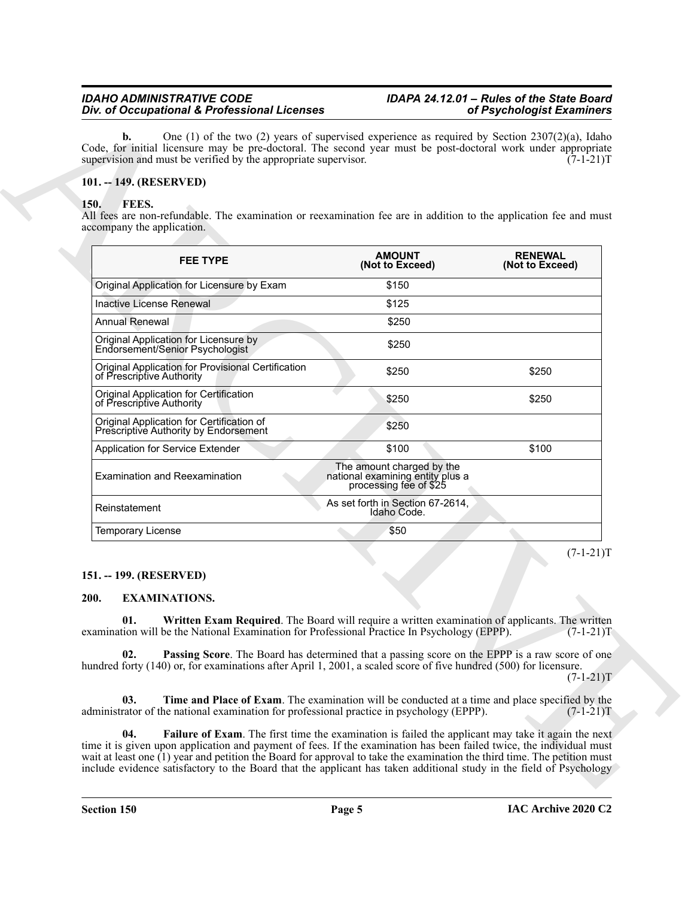**b.** One (1) of the two (2) years of supervised experience as required by Section 2307(2)(a), Idaho Code, for initial licensure may be pre-doctoral. The second year must be post-doctoral work under appropriate supervision and must be verified by the appropriate supervisor. (7-1-21)T

**101. -- 149. (RESERVED)**

**150. FEES.**

All fees are non-refundable. The examination or reexamination fee are in addition to the application fee and must accompany the application.

| FEE TYPE | AMOUNT (Not to Exceed) | RENEWAL (Not to Exceed) |
|---|---|---|
| Original Application for Licensure by Exam | $150 | |
| Inactive License Renewal | $125 | |
| Annual Renewal | $250 | |
| Original Application for Licensure by Endorsement/Senior Psychologist | $250 | |
| Original Application for Provisional Certification of Prescriptive Authority | $250 | $250 |
| Original Application for Certification of Prescriptive Authority | $250 | $250 |
| Original Application for Certification of Prescriptive Authority by Endorsement | $250 | |
| Application for Service Extender | $100 | $100 |
| Examination and Reexamination | The amount charged by the national examining entity plus a processing fee of $25 | |
| Reinstatement | As set forth in Section 67-2614, Idaho Code. | |
| Temporary License | $50 | |

(7-1-21)T

**151. -- 199. (RESERVED)**

**200. EXAMINATIONS.**

**01. Written Exam Required**. The Board will require a written examination of applicants. The written examination will be the National Examination for Professional Practice In Psychology (EPPP). (7-1-21)T

**02. Passing Score**. The Board has determined that a passing score on the EPPP is a raw score of one hundred forty (140) or, for examinations after April 1, 2001, a scaled score of five hundred (500) for licensure. (7-1-21)T

**03. Time and Place of Exam**. The examination will be conducted at a time and place specified by the administrator of the national examination for professional practice in psychology (EPPP). (7-1-21)T

**04. Failure of Exam**. The first time the examination is failed the applicant may take it again the next time it is given upon application and payment of fees. If the examination has been failed twice, the individual must wait at least one (1) year and petition the Board for approval to take the examination the third time. The petition must include evidence satisfactory to the Board that the applicant has taken additional study in the field of Psychology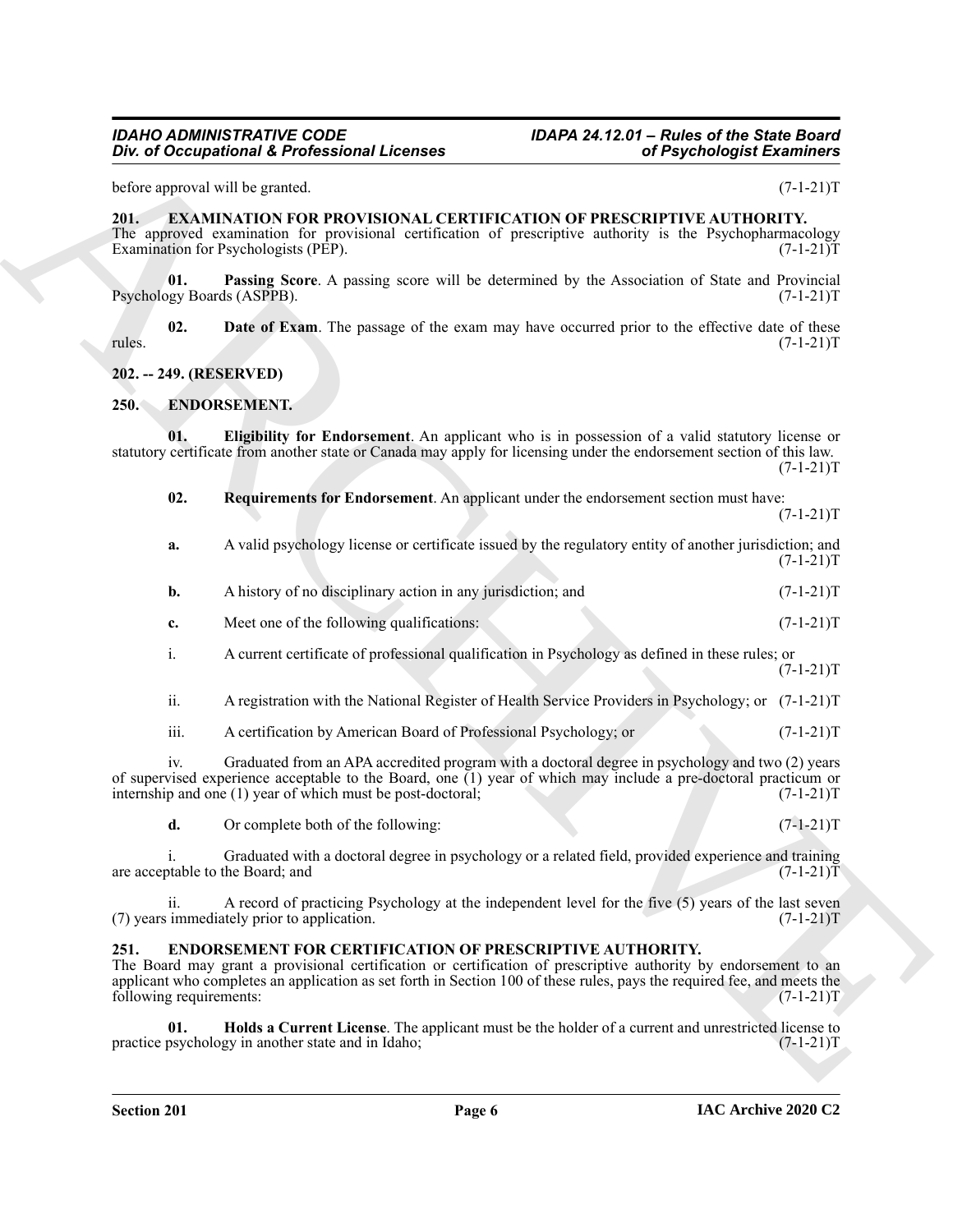before approval will be granted. (7-1-21)T

## 201. EXAMINATION FOR PROVISIONAL CERTIFICATION OF PRESCRIPTIVE AUTHORITY.

The approved examination for provisional certification of prescriptive authority is the Psychopharmacology Examination for Psychologists (PEP). (7-1-21)T

**01. Passing Score**. A passing score will be determined by the Association of State and Provincial Psychology Boards (ASPPB). (7-1-21)T

**02. Date of Exam**. The passage of the exam may have occurred prior to the effective date of these rules. (7-1-21)T

## 202. -- 249. (RESERVED)

## 250. ENDORSEMENT.

**01. Eligibility for Endorsement**. An applicant who is in possession of a valid statutory license or statutory certificate from another state or Canada may apply for licensing under the endorsement section of this law. (7-1-21)T

**02. Requirements for Endorsement**. An applicant under the endorsement section must have: (7-1-21)T

**a.** A valid psychology license or certificate issued by the regulatory entity of another jurisdiction; and (7-1-21)T

**b.** A history of no disciplinary action in any jurisdiction; and (7-1-21)T

**c.** Meet one of the following qualifications: (7-1-21)T

i. A current certificate of professional qualification in Psychology as defined in these rules; or (7-1-21)T

ii. A registration with the National Register of Health Service Providers in Psychology; or (7-1-21)T

iii. A certification by American Board of Professional Psychology; or (7-1-21)T

iv. Graduated from an APA accredited program with a doctoral degree in psychology and two (2) years of supervised experience acceptable to the Board, one (1) year of which may include a pre-doctoral practicum or internship and one (1) year of which must be post-doctoral; (7-1-21)T

**d.** Or complete both of the following: (7-1-21)T

i. Graduated with a doctoral degree in psychology or a related field, provided experience and training are acceptable to the Board; and (7-1-21)T

ii. A record of practicing Psychology at the independent level for the five (5) years of the last seven (7) years immediately prior to application. (7-1-21)T

## 251. ENDORSEMENT FOR CERTIFICATION OF PRESCRIPTIVE AUTHORITY.

The Board may grant a provisional certification or certification of prescriptive authority by endorsement to an applicant who completes an application as set forth in Section 100 of these rules, pays the required fee, and meets the following requirements: (7-1-21)T

**01. Holds a Current License**. The applicant must be the holder of a current and unrestricted license to practice psychology in another state and in Idaho; (7-1-21)T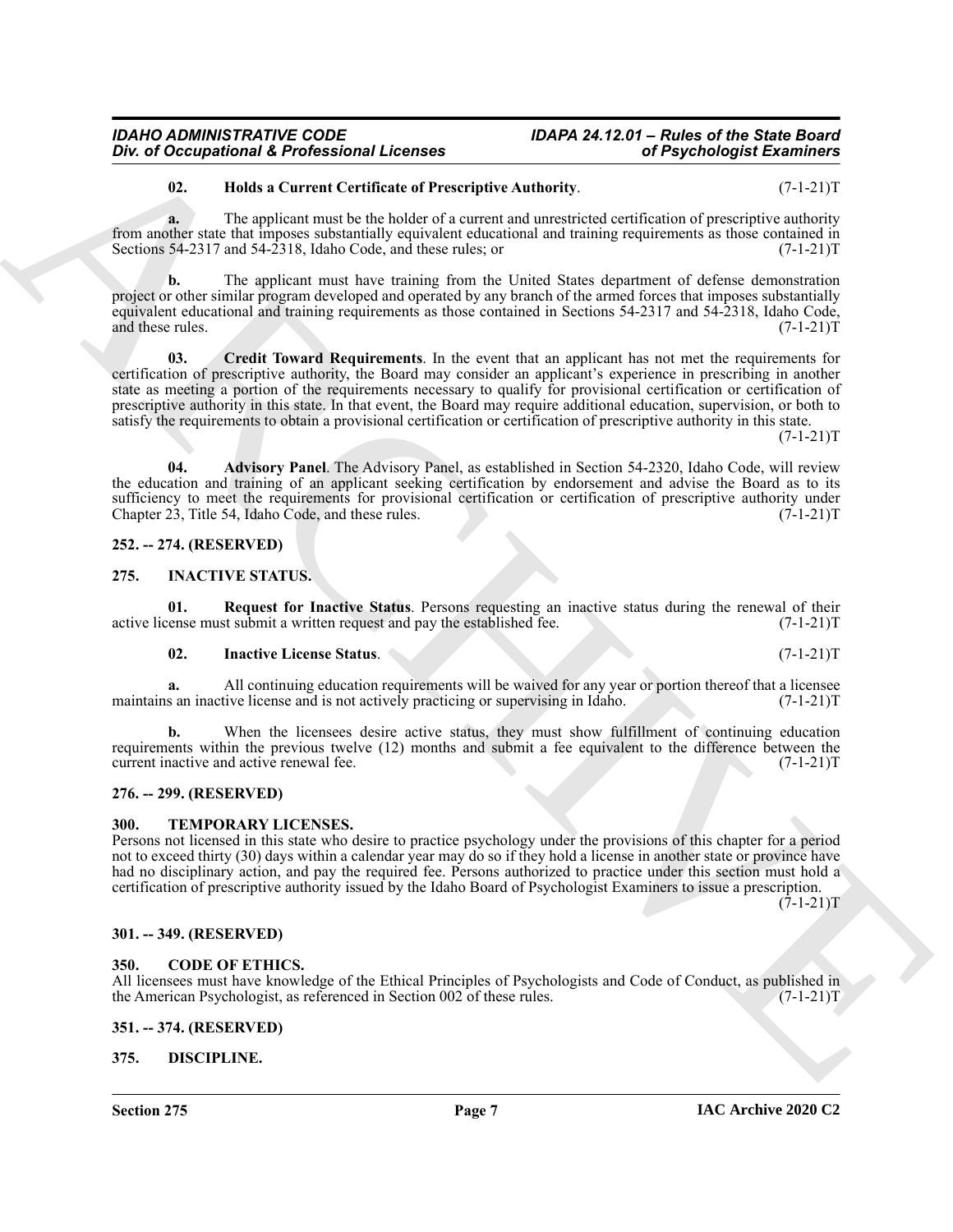**02. Holds a Current Certificate of Prescriptive Authority**. (7-1-21)T

**a.** The applicant must be the holder of a current and unrestricted certification of prescriptive authority from another state that imposes substantially equivalent educational and training requirements as those contained in Sections 54-2317 and 54-2318, Idaho Code, and these rules; or (7-1-21)T

**b.** The applicant must have training from the United States department of defense demonstration project or other similar program developed and operated by any branch of the armed forces that imposes substantially equivalent educational and training requirements as those contained in Sections 54-2317 and 54-2318, Idaho Code, and these rules. (7-1-21)T

**03. Credit Toward Requirements**. In the event that an applicant has not met the requirements for certification of prescriptive authority, the Board may consider an applicant's experience in prescribing in another state as meeting a portion of the requirements necessary to qualify for provisional certification or certification of prescriptive authority in this state. In that event, the Board may require additional education, supervision, or both to satisfy the requirements to obtain a provisional certification or certification of prescriptive authority in this state. (7-1-21)T

**04. Advisory Panel**. The Advisory Panel, as established in Section 54-2320, Idaho Code, will review the education and training of an applicant seeking certification by endorsement and advise the Board as to its sufficiency to meet the requirements for provisional certification or certification of prescriptive authority under Chapter 23, Title 54, Idaho Code, and these rules. (7-1-21)T

### 252. -- 274. (RESERVED)

### 275. INACTIVE STATUS.

**01. Request for Inactive Status**. Persons requesting an inactive status during the renewal of their active license must submit a written request and pay the established fee. (7-1-21)T

**02. Inactive License Status**. (7-1-21)T

**a.** All continuing education requirements will be waived for any year or portion thereof that a licensee maintains an inactive license and is not actively practicing or supervising in Idaho. (7-1-21)T

**b.** When the licensees desire active status, they must show fulfillment of continuing education requirements within the previous twelve (12) months and submit a fee equivalent to the difference between the current inactive and active renewal fee. (7-1-21)T

### 276. -- 299. (RESERVED)

### 300. TEMPORARY LICENSES.

Persons not licensed in this state who desire to practice psychology under the provisions of this chapter for a period not to exceed thirty (30) days within a calendar year may do so if they hold a license in another state or province have had no disciplinary action, and pay the required fee. Persons authorized to practice under this section must hold a certification of prescriptive authority issued by the Idaho Board of Psychologist Examiners to issue a prescription. (7-1-21)T

### 301. -- 349. (RESERVED)

### 350. CODE OF ETHICS.

All licensees must have knowledge of the Ethical Principles of Psychologists and Code of Conduct, as published in the American Psychologist, as referenced in Section 002 of these rules. (7-1-21)T

### 351. -- 374. (RESERVED)

### 375. DISCIPLINE.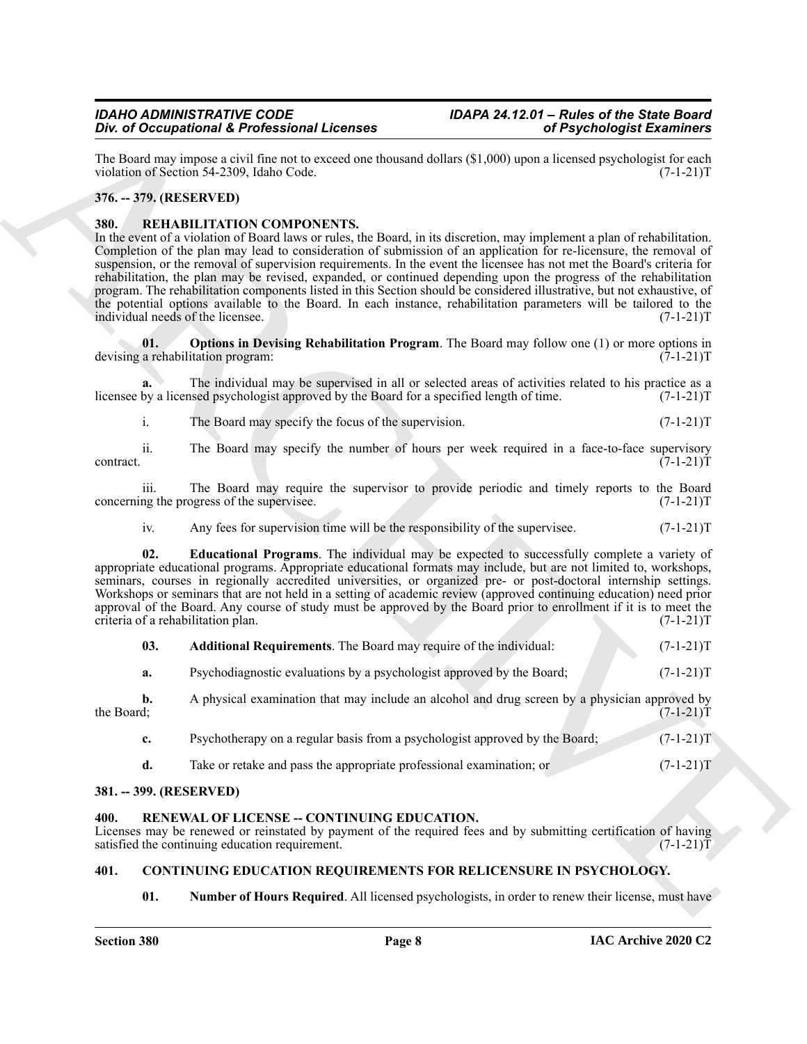The Board may impose a civil fine not to exceed one thousand dollars ($1,000) upon a licensed psychologist for each violation of Section 54-2309, Idaho Code. (7-1-21)T

### 376. -- 379. (RESERVED)

### 380. REHABILITATION COMPONENTS.

In the event of a violation of Board laws or rules, the Board, in its discretion, may implement a plan of rehabilitation. Completion of the plan may lead to consideration of submission of an application for re-licensure, the removal of suspension, or the removal of supervision requirements. In the event the licensee has not met the Board's criteria for rehabilitation, the plan may be revised, expanded, or continued depending upon the progress of the rehabilitation program. The rehabilitation components listed in this Section should be considered illustrative, but not exhaustive, of the potential options available to the Board. In each instance, rehabilitation parameters will be tailored to the individual needs of the licensee. (7-1-21)T

**01. Options in Devising Rehabilitation Program**. The Board may follow one (1) or more options in devising a rehabilitation program: (7-1-21)T

**a.** The individual may be supervised in all or selected areas of activities related to his practice as a licensee by a licensed psychologist approved by the Board for a specified length of time. (7-1-21)T

i. The Board may specify the focus of the supervision. (7-1-21)T

ii. The Board may specify the number of hours per week required in a face-to-face supervisory contract. (7-1-21)T

iii. The Board may require the supervisor to provide periodic and timely reports to the Board concerning the progress of the supervisee. (7-1-21)T

iv. Any fees for supervision time will be the responsibility of the supervisee. (7-1-21)T

**02. Educational Programs**. The individual may be expected to successfully complete a variety of appropriate educational programs. Appropriate educational formats may include, but are not limited to, workshops, seminars, courses in regionally accredited universities, or organized pre- or post-doctoral internship settings. Workshops or seminars that are not held in a setting of academic review (approved continuing education) need prior approval of the Board. Any course of study must be approved by the Board prior to enrollment if it is to meet the criteria of a rehabilitation plan. (7-1-21)T

**03. Additional Requirements**. The Board may require of the individual: (7-1-21)T

**a.** Psychodiagnostic evaluations by a psychologist approved by the Board; (7-1-21)T

**b.** A physical examination that may include an alcohol and drug screen by a physician approved by the Board; (7-1-21)T

**c.** Psychotherapy on a regular basis from a psychologist approved by the Board; (7-1-21)T

**d.** Take or retake and pass the appropriate professional examination; or (7-1-21)T

### 381. -- 399. (RESERVED)

### 400. RENEWAL OF LICENSE -- CONTINUING EDUCATION.

Licenses may be renewed or reinstated by payment of the required fees and by submitting certification of having satisfied the continuing education requirement. (7-1-21)T

### 401. CONTINUING EDUCATION REQUIREMENTS FOR RELICENSURE IN PSYCHOLOGY.

**01. Number of Hours Required**. All licensed psychologists, in order to renew their license, must have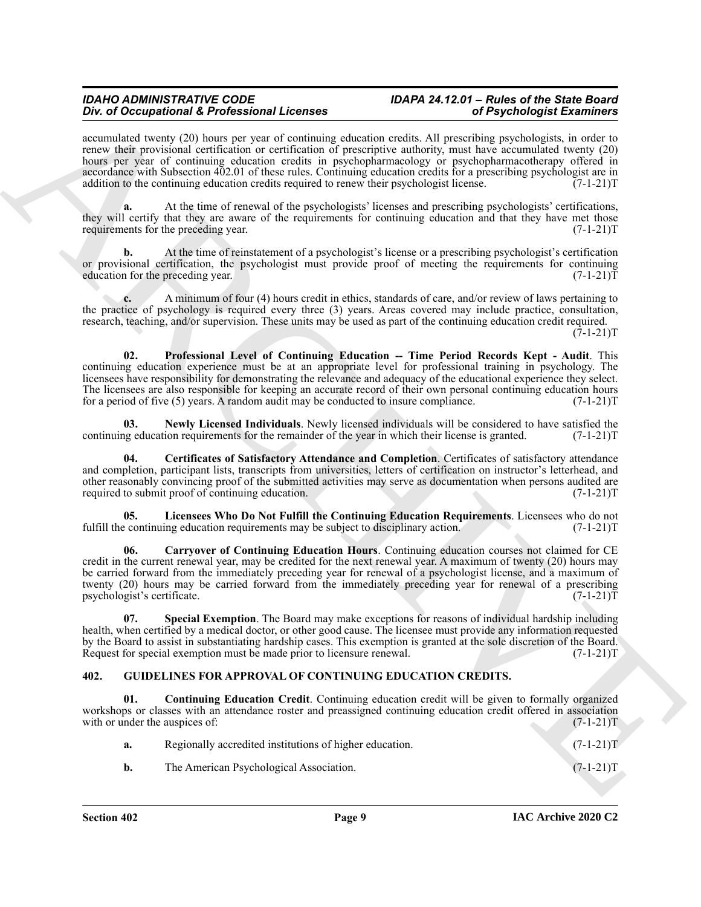accumulated twenty (20) hours per year of continuing education credits. All prescribing psychologists, in order to renew their provisional certification or certification of prescriptive authority, must have accumulated twenty (20) hours per year of continuing education credits in psychopharmacology or psychopharmacotherapy offered in accordance with Subsection 402.01 of these rules. Continuing education credits for a prescribing psychologist are in addition to the continuing education credits required to renew their psychologist license. (7-1-21)T

**a.** At the time of renewal of the psychologists' licenses and prescribing psychologists' certifications, they will certify that they are aware of the requirements for continuing education and that they have met those requirements for the preceding year. (7-1-21)T

**b.** At the time of reinstatement of a psychologist's license or a prescribing psychologist's certification or provisional certification, the psychologist must provide proof of meeting the requirements for continuing education for the preceding year. (7-1-21)T

**c.** A minimum of four (4) hours credit in ethics, standards of care, and/or review of laws pertaining to the practice of psychology is required every three (3) years. Areas covered may include practice, consultation, research, teaching, and/or supervision. These units may be used as part of the continuing education credit required. (7-1-21)T

**02. Professional Level of Continuing Education -- Time Period Records Kept - Audit**. This continuing education experience must be at an appropriate level for professional training in psychology. The licensees have responsibility for demonstrating the relevance and adequacy of the educational experience they select. The licensees are also responsible for keeping an accurate record of their own personal continuing education hours for a period of five (5) years. A random audit may be conducted to insure compliance. (7-1-21)T

**03. Newly Licensed Individuals**. Newly licensed individuals will be considered to have satisfied the continuing education requirements for the remainder of the year in which their license is granted. (7-1-21)T

**04. Certificates of Satisfactory Attendance and Completion**. Certificates of satisfactory attendance and completion, participant lists, transcripts from universities, letters of certification on instructor's letterhead, and other reasonably convincing proof of the submitted activities may serve as documentation when persons audited are required to submit proof of continuing education. (7-1-21)T

**05. Licensees Who Do Not Fulfill the Continuing Education Requirements**. Licensees who do not fulfill the continuing education requirements may be subject to disciplinary action. (7-1-21)T

**06. Carryover of Continuing Education Hours**. Continuing education courses not claimed for CE credit in the current renewal year, may be credited for the next renewal year. A maximum of twenty (20) hours may be carried forward from the immediately preceding year for renewal of a psychologist license, and a maximum of twenty (20) hours may be carried forward from the immediately preceding year for renewal of a prescribing psychologist's certificate. (7-1-21)T

**07. Special Exemption**. The Board may make exceptions for reasons of individual hardship including health, when certified by a medical doctor, or other good cause. The licensee must provide any information requested by the Board to assist in substantiating hardship cases. This exemption is granted at the sole discretion of the Board. Request for special exemption must be made prior to licensure renewal. (7-1-21)T

## 402. GUIDELINES FOR APPROVAL OF CONTINUING EDUCATION CREDITS.

**01. Continuing Education Credit**. Continuing education credit will be given to formally organized workshops or classes with an attendance roster and preassigned continuing education credit offered in association with or under the auspices of: (7-1-21)T

**a.** Regionally accredited institutions of higher education. (7-1-21)T

**b.** The American Psychological Association. (7-1-21)T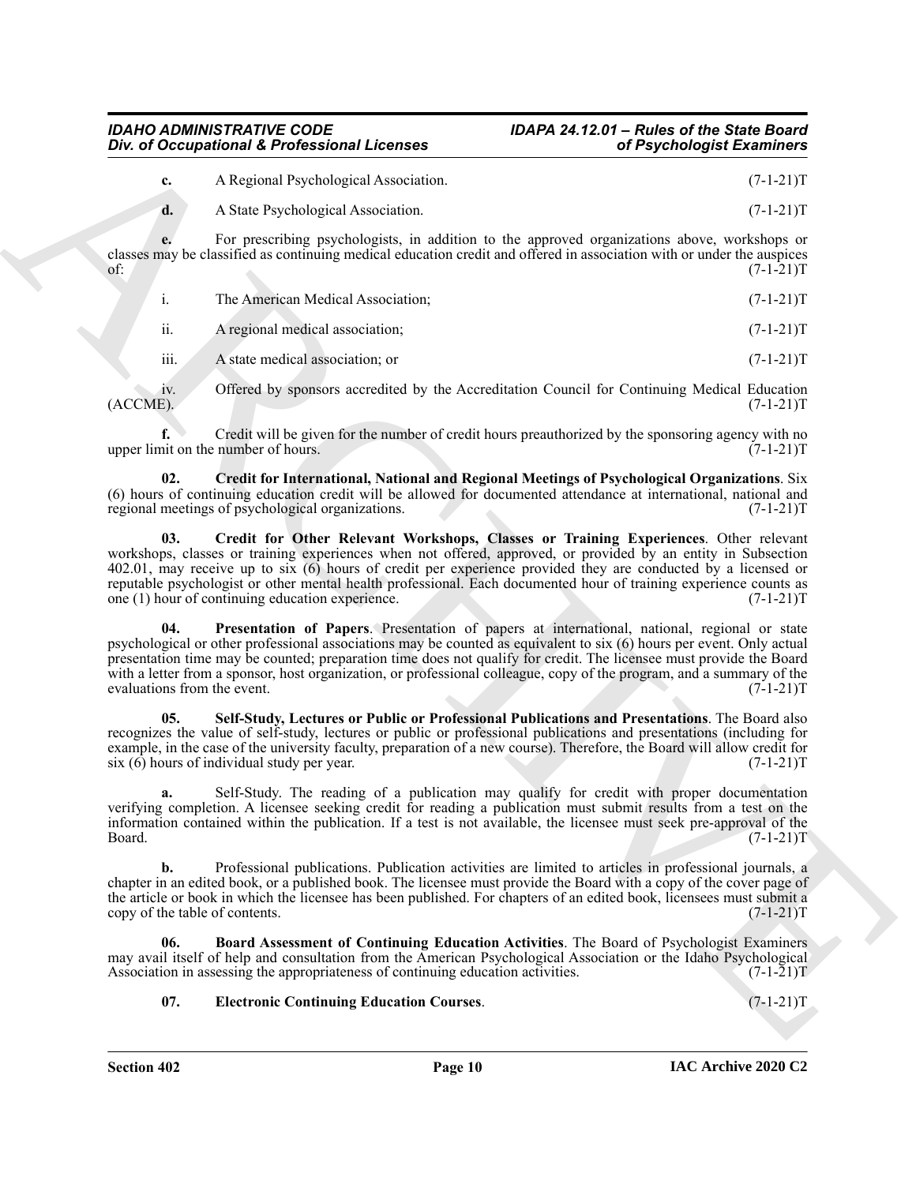**c.** A Regional Psychological Association. (7-1-21)T

**d.** A State Psychological Association. (7-1-21)T

**e.** For prescribing psychologists, in addition to the approved organizations above, workshops or classes may be classified as continuing medical education credit and offered in association with or under the auspices of: (7-1-21)T

i. The American Medical Association; (7-1-21)T

ii. A regional medical association; (7-1-21)T

iii. A state medical association; or (7-1-21)T

iv. Offered by sponsors accredited by the Accreditation Council for Continuing Medical Education (ACCME). (7-1-21)T

**f.** Credit will be given for the number of credit hours preauthorized by the sponsoring agency with no upper limit on the number of hours. (7-1-21)T

**02. Credit for International, National and Regional Meetings of Psychological Organizations**. Six (6) hours of continuing education credit will be allowed for documented attendance at international, national and regional meetings of psychological organizations. (7-1-21)T

**03. Credit for Other Relevant Workshops, Classes or Training Experiences**. Other relevant workshops, classes or training experiences when not offered, approved, or provided by an entity in Subsection 402.01, may receive up to six (6) hours of credit per experience provided they are conducted by a licensed or reputable psychologist or other mental health professional. Each documented hour of training experience counts as one (1) hour of continuing education experience. (7-1-21)T

**04. Presentation of Papers**. Presentation of papers at international, national, regional or state psychological or other professional associations may be counted as equivalent to six (6) hours per event. Only actual presentation time may be counted; preparation time does not qualify for credit. The licensee must provide the Board with a letter from a sponsor, host organization, or professional colleague, copy of the program, and a summary of the evaluations from the event. (7-1-21)T

**05. Self-Study, Lectures or Public or Professional Publications and Presentations**. The Board also recognizes the value of self-study, lectures or public or professional publications and presentations (including for example, in the case of the university faculty, preparation of a new course). Therefore, the Board will allow credit for six (6) hours of individual study per year. (7-1-21)T

**a.** Self-Study. The reading of a publication may qualify for credit with proper documentation verifying completion. A licensee seeking credit for reading a publication must submit results from a test on the information contained within the publication. If a test is not available, the licensee must seek pre-approval of the Board. (7-1-21)T

**b.** Professional publications. Publication activities are limited to articles in professional journals, a chapter in an edited book, or a published book. The licensee must provide the Board with a copy of the cover page of the article or book in which the licensee has been published. For chapters of an edited book, licensees must submit a copy of the table of contents. (7-1-21)T

**06. Board Assessment of Continuing Education Activities**. The Board of Psychologist Examiners may avail itself of help and consultation from the American Psychological Association or the Idaho Psychological Association in assessing the appropriateness of continuing education activities. (7-1-21)T

**07. Electronic Continuing Education Courses**. (7-1-21)T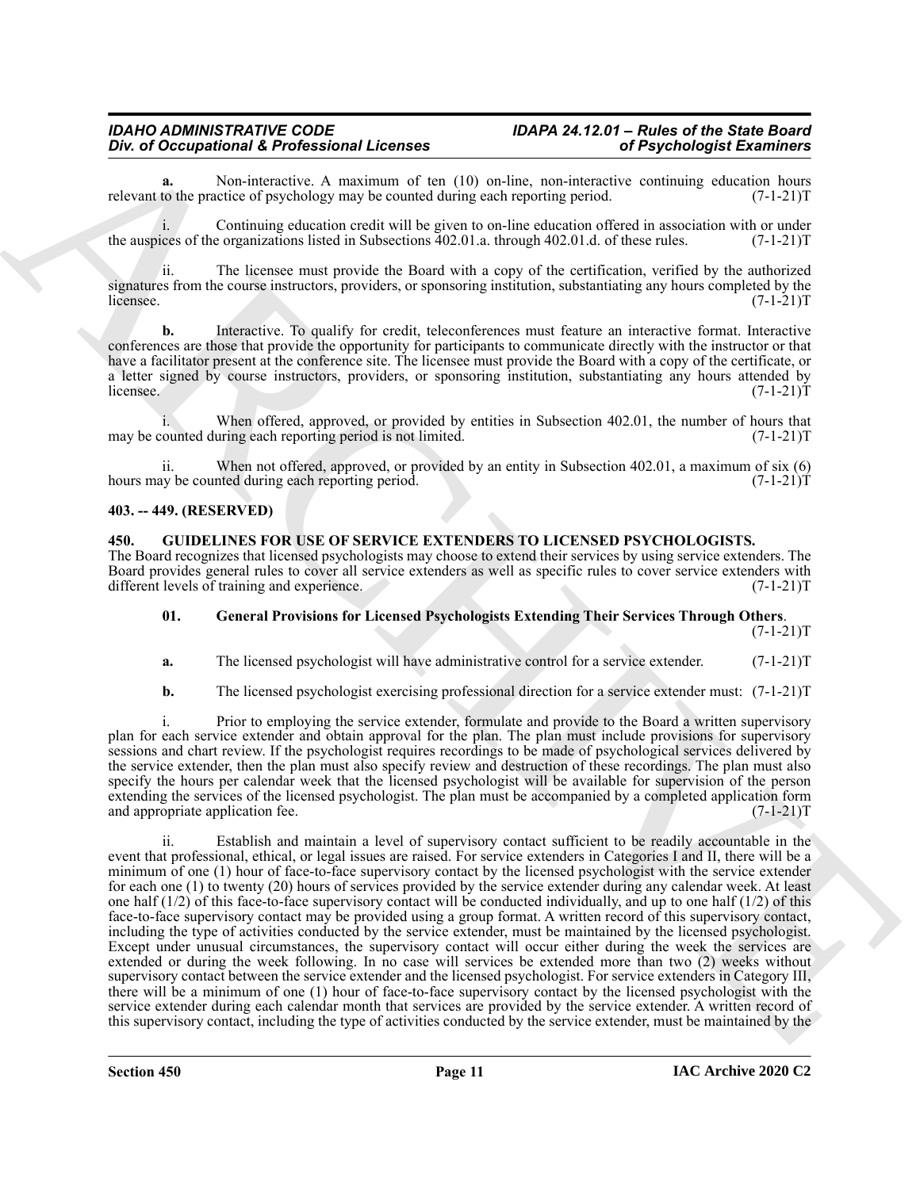**a.** Non-interactive. A maximum of ten (10) on-line, non-interactive continuing education hours relevant to the practice of psychology may be counted during each reporting period. (7-1-21)T

i. Continuing education credit will be given to on-line education offered in association with or under the auspices of the organizations listed in Subsections 402.01.a. through 402.01.d. of these rules. (7-1-21)T

ii. The licensee must provide the Board with a copy of the certification, verified by the authorized signatures from the course instructors, providers, or sponsoring institution, substantiating any hours completed by the licensee. (7-1-21)T

**b.** Interactive. To qualify for credit, teleconferences must feature an interactive format. Interactive conferences are those that provide the opportunity for participants to communicate directly with the instructor or that have a facilitator present at the conference site. The licensee must provide the Board with a copy of the certificate, or a letter signed by course instructors, providers, or sponsoring institution, substantiating any hours attended by licensee. (7-1-21)T

i. When offered, approved, or provided by entities in Subsection 402.01, the number of hours that may be counted during each reporting period is not limited. (7-1-21)T

ii. When not offered, approved, or provided by an entity in Subsection 402.01, a maximum of six (6) hours may be counted during each reporting period. (7-1-21)T

## 403. -- 449. (RESERVED)

## 450. GUIDELINES FOR USE OF SERVICE EXTENDERS TO LICENSED PSYCHOLOGISTS.

The Board recognizes that licensed psychologists may choose to extend their services by using service extenders. The Board provides general rules to cover all service extenders as well as specific rules to cover service extenders with different levels of training and experience. (7-1-21)T

**01. General Provisions for Licensed Psychologists Extending Their Services Through Others**. (7-1-21)T

**a.** The licensed psychologist will have administrative control for a service extender. (7-1-21)T

**b.** The licensed psychologist exercising professional direction for a service extender must: (7-1-21)T

i. Prior to employing the service extender, formulate and provide to the Board a written supervisory plan for each service extender and obtain approval for the plan. The plan must include provisions for supervisory sessions and chart review. If the psychologist requires recordings to be made of psychological services delivered by the service extender, then the plan must also specify review and destruction of these recordings. The plan must also specify the hours per calendar week that the licensed psychologist will be available for supervision of the person extending the services of the licensed psychologist. The plan must be accompanied by a completed application form and appropriate application fee. (7-1-21)T

ii. Establish and maintain a level of supervisory contact sufficient to be readily accountable in the event that professional, ethical, or legal issues are raised. For service extenders in Categories I and II, there will be a minimum of one (1) hour of face-to-face supervisory contact by the licensed psychologist with the service extender for each one (1) to twenty (20) hours of services provided by the service extender during any calendar week. At least one half (1/2) of this face-to-face supervisory contact will be conducted individually, and up to one half (1/2) of this face-to-face supervisory contact may be provided using a group format. A written record of this supervisory contact, including the type of activities conducted by the service extender, must be maintained by the licensed psychologist. Except under unusual circumstances, the supervisory contact will occur either during the week the services are extended or during the week following. In no case will services be extended more than two (2) weeks without supervisory contact between the service extender and the licensed psychologist. For service extenders in Category III, there will be a minimum of one (1) hour of face-to-face supervisory contact by the licensed psychologist with the service extender during each calendar month that services are provided by the service extender. A written record of this supervisory contact, including the type of activities conducted by the service extender, must be maintained by the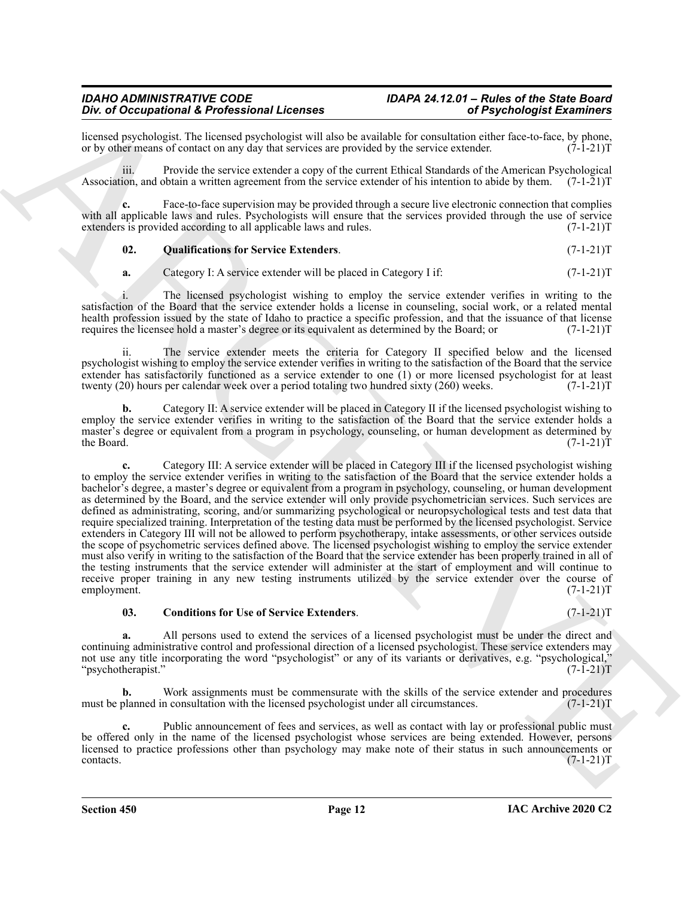licensed psychologist. The licensed psychologist will also be available for consultation either face-to-face, by phone, or by other means of contact on any day that services are provided by the service extender. (7-1-21)T

iii. Provide the service extender a copy of the current Ethical Standards of the American Psychological Association, and obtain a written agreement from the service extender of his intention to abide by them. (7-1-21)T

**c.** Face-to-face supervision may be provided through a secure live electronic connection that complies with all applicable laws and rules. Psychologists will ensure that the services provided through the use of service extenders is provided according to all applicable laws and rules. (7-1-21)T

**02. Qualifications for Service Extenders**. (7-1-21)T

**a.** Category I: A service extender will be placed in Category I if: (7-1-21)T

i. The licensed psychologist wishing to employ the service extender verifies in writing to the satisfaction of the Board that the service extender holds a license in counseling, social work, or a related mental health profession issued by the state of Idaho to practice a specific profession, and that the issuance of that license requires the licensee hold a master's degree or its equivalent as determined by the Board; or (7-1-21)T

ii. The service extender meets the criteria for Category II specified below and the licensed psychologist wishing to employ the service extender verifies in writing to the satisfaction of the Board that the service extender has satisfactorily functioned as a service extender to one (1) or more licensed psychologist for at least twenty (20) hours per calendar week over a period totaling two hundred sixty (260) weeks. (7-1-21)T

**b.** Category II: A service extender will be placed in Category II if the licensed psychologist wishing to employ the service extender verifies in writing to the satisfaction of the Board that the service extender holds a master's degree or equivalent from a program in psychology, counseling, or human development as determined by the Board. (7-1-21)T

**c.** Category III: A service extender will be placed in Category III if the licensed psychologist wishing to employ the service extender verifies in writing to the satisfaction of the Board that the service extender holds a bachelor's degree, a master's degree or equivalent from a program in psychology, counseling, or human development as determined by the Board, and the service extender will only provide psychometrician services. Such services are defined as administrating, scoring, and/or summarizing psychological or neuropsychological tests and test data that require specialized training. Interpretation of the testing data must be performed by the licensed psychologist. Service extenders in Category III will not be allowed to perform psychotherapy, intake assessments, or other services outside the scope of psychometric services defined above. The licensed psychologist wishing to employ the service extender must also verify in writing to the satisfaction of the Board that the service extender has been properly trained in all of the testing instruments that the service extender will administer at the start of employment and will continue to receive proper training in any new testing instruments utilized by the service extender over the course of employment. (7-1-21)T

**03. Conditions for Use of Service Extenders**. (7-1-21)T

**a.** All persons used to extend the services of a licensed psychologist must be under the direct and continuing administrative control and professional direction of a licensed psychologist. These service extenders may not use any title incorporating the word "psychologist" or any of its variants or derivatives, e.g. "psychological," "psychotherapist." (7-1-21)T

**b.** Work assignments must be commensurate with the skills of the service extender and procedures must be planned in consultation with the licensed psychologist under all circumstances. (7-1-21)T

**c.** Public announcement of fees and services, as well as contact with lay or professional public must be offered only in the name of the licensed psychologist whose services are being extended. However, persons licensed to practice professions other than psychology may make note of their status in such announcements or contacts. (7-1-21)T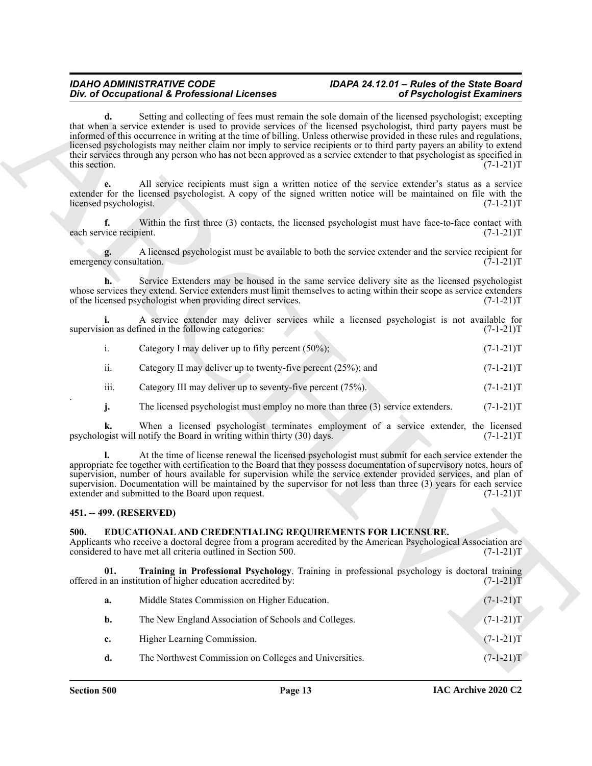**d.** Setting and collecting of fees must remain the sole domain of the licensed psychologist; excepting that when a service extender is used to provide services of the licensed psychologist, third party payers must be informed of this occurrence in writing at the time of billing. Unless otherwise provided in these rules and regulations, licensed psychologists may neither claim nor imply to service recipients or to third party payers an ability to extend their services through any person who has not been approved as a service extender to that psychologist as specified in this section. (7-1-21)T

**e.** All service recipients must sign a written notice of the service extender's status as a service extender for the licensed psychologist. A copy of the signed written notice will be maintained on file with the licensed psychologist. (7-1-21)T

**f.** Within the first three (3) contacts, the licensed psychologist must have face-to-face contact with each service recipient. (7-1-21)T

**g.** A licensed psychologist must be available to both the service extender and the service recipient for emergency consultation. (7-1-21)T

**h.** Service Extenders may be housed in the same service delivery site as the licensed psychologist whose services they extend. Service extenders must limit themselves to acting within their scope as service extenders of the licensed psychologist when providing direct services. (7-1-21)T

**i.** A service extender may deliver services while a licensed psychologist is not available for supervision as defined in the following categories: (7-1-21)T

i. Category I may deliver up to fifty percent (50%); (7-1-21)T

ii. Category II may deliver up to twenty-five percent (25%); and (7-1-21)T

iii. Category III may deliver up to seventy-five percent (75%). (7-1-21)T

**j.** The licensed psychologist must employ no more than three (3) service extenders. (7-1-21)T

**k.** When a licensed psychologist terminates employment of a service extender, the licensed psychologist will notify the Board in writing within thirty (30) days. (7-1-21)T

**l.** At the time of license renewal the licensed psychologist must submit for each service extender the appropriate fee together with certification to the Board that they possess documentation of supervisory notes, hours of supervision, number of hours available for supervision while the service extender provided services, and plan of supervision. Documentation will be maintained by the supervisor for not less than three (3) years for each service extender and submitted to the Board upon request. (7-1-21)T

## 451. -- 499. (RESERVED)

## 500. EDUCATIONAL AND CREDENTIALING REQUIREMENTS FOR LICENSURE.

Applicants who receive a doctoral degree from a program accredited by the American Psychological Association are considered to have met all criteria outlined in Section 500. (7-1-21)T

**01. Training in Professional Psychology**. Training in professional psychology is doctoral training offered in an institution of higher education accredited by: (7-1-21)T

**a.** Middle States Commission on Higher Education. (7-1-21)T

**b.** The New England Association of Schools and Colleges. (7-1-21)T

**c.** Higher Learning Commission. (7-1-21)T

**d.** The Northwest Commission on Colleges and Universities. (7-1-21)T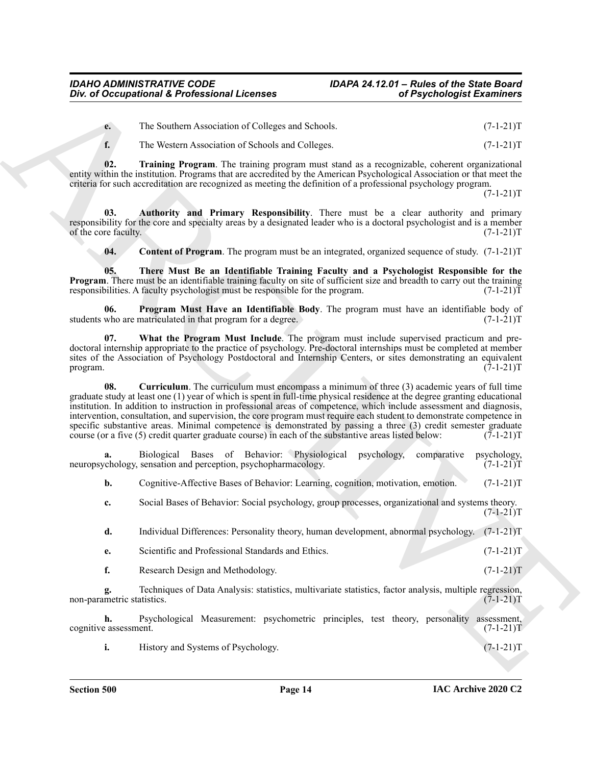**e.** The Southern Association of Colleges and Schools. (7-1-21)T

**f.** The Western Association of Schools and Colleges. (7-1-21)T

**02. Training Program**. The training program must stand as a recognizable, coherent organizational entity within the institution. Programs that are accredited by the American Psychological Association or that meet the criteria for such accreditation are recognized as meeting the definition of a professional psychology program. (7-1-21)T

**03. Authority and Primary Responsibility**. There must be a clear authority and primary responsibility for the core and specialty areas by a designated leader who is a doctoral psychologist and is a member of the core faculty. (7-1-21)T

**04. Content of Program**. The program must be an integrated, organized sequence of study. (7-1-21)T

**05. There Must Be an Identifiable Training Faculty and a Psychologist Responsible for the Program**. There must be an identifiable training faculty on site of sufficient size and breadth to carry out the training responsibilities. A faculty psychologist must be responsible for the program. (7-1-21)T

**06. Program Must Have an Identifiable Body**. The program must have an identifiable body of students who are matriculated in that program for a degree. (7-1-21)T

**07. What the Program Must Include**. The program must include supervised practicum and pre-doctoral internship appropriate to the practice of psychology. Pre-doctoral internships must be completed at member sites of the Association of Psychology Postdoctoral and Internship Centers, or sites demonstrating an equivalent program. (7-1-21)T

**08. Curriculum**. The curriculum must encompass a minimum of three (3) academic years of full time graduate study at least one (1) year of which is spent in full-time physical residence at the degree granting educational institution. In addition to instruction in professional areas of competence, which include assessment and diagnosis, intervention, consultation, and supervision, the core program must require each student to demonstrate competence in specific substantive areas. Minimal competence is demonstrated by passing a three (3) credit semester graduate course (or a five (5) credit quarter graduate course) in each of the substantive areas listed below: (7-1-21)T

**a.** Biological Bases of Behavior: Physiological psychology, comparative psychology, neuropsychology, sensation and perception, psychopharmacology. (7-1-21)T

**b.** Cognitive-Affective Bases of Behavior: Learning, cognition, motivation, emotion. (7-1-21)T

**c.** Social Bases of Behavior: Social psychology, group processes, organizational and systems theory. (7-1-21)T

**d.** Individual Differences: Personality theory, human development, abnormal psychology. (7-1-21)T

**e.** Scientific and Professional Standards and Ethics. (7-1-21)T

**f.** Research Design and Methodology. (7-1-21)T

**g.** Techniques of Data Analysis: statistics, multivariate statistics, factor analysis, multiple regression, non-parametric statistics. (7-1-21)T

**h.** Psychological Measurement: psychometric principles, test theory, personality assessment, cognitive assessment. (7-1-21)T

**i.** History and Systems of Psychology. (7-1-21)T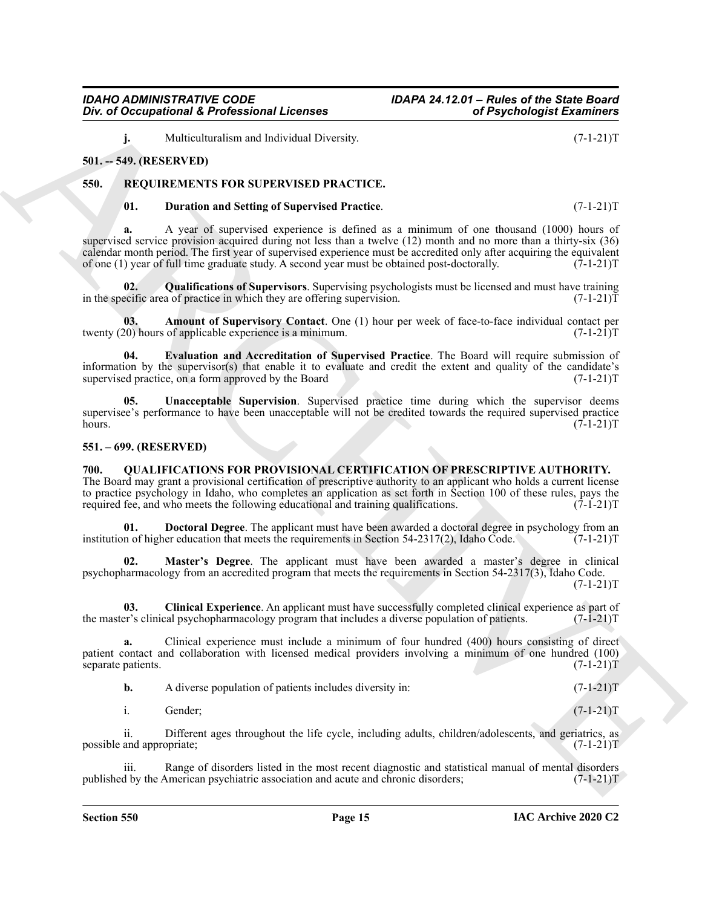**j.** Multiculturalism and Individual Diversity. (7-1-21)T

## 501. -- 549. (RESERVED)

## 550. REQUIREMENTS FOR SUPERVISED PRACTICE.

**01. Duration and Setting of Supervised Practice**. (7-1-21)T

**a.** A year of supervised experience is defined as a minimum of one thousand (1000) hours of supervised service provision acquired during not less than a twelve (12) month and no more than a thirty-six (36) calendar month period. The first year of supervised experience must be accredited only after acquiring the equivalent of one (1) year of full time graduate study. A second year must be obtained post-doctorally. (7-1-21)T

**02. Qualifications of Supervisors**. Supervising psychologists must be licensed and must have training in the specific area of practice in which they are offering supervision. (7-1-21)T

**03. Amount of Supervisory Contact**. One (1) hour per week of face-to-face individual contact per twenty (20) hours of applicable experience is a minimum. (7-1-21)T

**04. Evaluation and Accreditation of Supervised Practice**. The Board will require submission of information by the supervisor(s) that enable it to evaluate and credit the extent and quality of the candidate's supervised practice, on a form approved by the Board (7-1-21)T

**05. Unacceptable Supervision**. Supervised practice time during which the supervisor deems supervisee's performance to have been unacceptable will not be credited towards the required supervised practice hours. (7-1-21)T

## 551. – 699. (RESERVED)

## 700. QUALIFICATIONS FOR PROVISIONAL CERTIFICATION OF PRESCRIPTIVE AUTHORITY.

The Board may grant a provisional certification of prescriptive authority to an applicant who holds a current license to practice psychology in Idaho, who completes an application as set forth in Section 100 of these rules, pays the required fee, and who meets the following educational and training qualifications. (7-1-21)T

**01. Doctoral Degree**. The applicant must have been awarded a doctoral degree in psychology from an institution of higher education that meets the requirements in Section 54-2317(2), Idaho Code. (7-1-21)T

**02. Master's Degree**. The applicant must have been awarded a master's degree in clinical psychopharmacology from an accredited program that meets the requirements in Section 54-2317(3), Idaho Code. (7-1-21)T

**03. Clinical Experience**. An applicant must have successfully completed clinical experience as part of the master's clinical psychopharmacology program that includes a diverse population of patients. (7-1-21)T

**a.** Clinical experience must include a minimum of four hundred (400) hours consisting of direct patient contact and collaboration with licensed medical providers involving a minimum of one hundred (100) separate patients. (7-1-21)T

**b.** A diverse population of patients includes diversity in: (7-1-21)T

i. Gender; (7-1-21)T

ii. Different ages throughout the life cycle, including adults, children/adolescents, and geriatrics, as possible and appropriate; (7-1-21)T

iii. Range of disorders listed in the most recent diagnostic and statistical manual of mental disorders published by the American psychiatric association and acute and chronic disorders; (7-1-21)T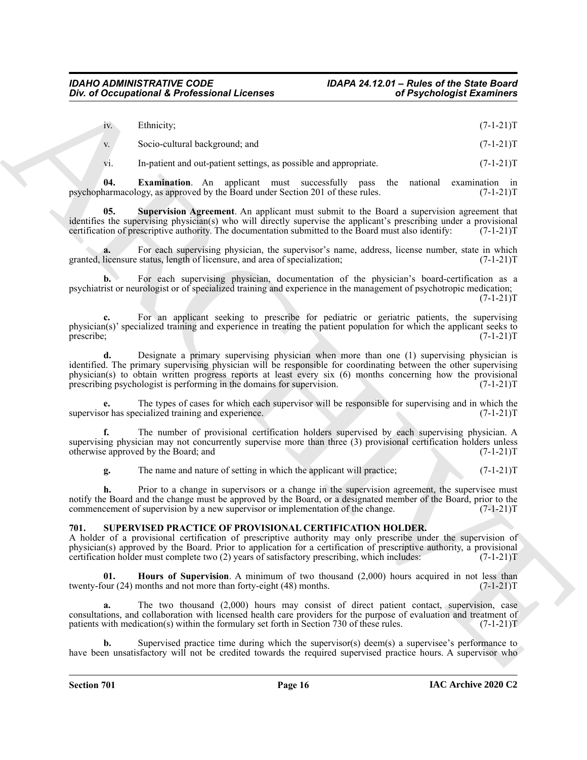iv. Ethnicity; (7-1-21)T

v. Socio-cultural background; and (7-1-21)T

vi. In-patient and out-patient settings, as possible and appropriate. (7-1-21)T

**04. Examination**. An applicant must successfully pass the national examination in psychopharmacology, as approved by the Board under Section 201 of these rules. (7-1-21)T

**05. Supervision Agreement**. An applicant must submit to the Board a supervision agreement that identifies the supervising physician(s) who will directly supervise the applicant's prescribing under a provisional certification of prescriptive authority. The documentation submitted to the Board must also identify: (7-1-21)T

**a.** For each supervising physician, the supervisor's name, address, license number, state in which granted, licensure status, length of licensure, and area of specialization; (7-1-21)T

**b.** For each supervising physician, documentation of the physician's board-certification as a psychiatrist or neurologist or of specialized training and experience in the management of psychotropic medication; (7-1-21)T

**c.** For an applicant seeking to prescribe for pediatric or geriatric patients, the supervising physician(s)' specialized training and experience in treating the patient population for which the applicant seeks to prescribe; (7-1-21)T

**d.** Designate a primary supervising physician when more than one (1) supervising physician is identified. The primary supervising physician will be responsible for coordinating between the other supervising physician(s) to obtain written progress reports at least every six (6) months concerning how the provisional prescribing psychologist is performing in the domains for supervision. (7-1-21)T

**e.** The types of cases for which each supervisor will be responsible for supervising and in which the supervisor has specialized training and experience. (7-1-21)T

**f.** The number of provisional certification holders supervised by each supervising physician. A supervising physician may not concurrently supervise more than three (3) provisional certification holders unless otherwise approved by the Board; and (7-1-21)T

**g.** The name and nature of setting in which the applicant will practice; (7-1-21)T

**h.** Prior to a change in supervisors or a change in the supervision agreement, the supervisee must notify the Board and the change must be approved by the Board, or a designated member of the Board, prior to the commencement of supervision by a new supervisor or implementation of the change. (7-1-21)T

## 701. SUPERVISED PRACTICE OF PROVISIONAL CERTIFICATION HOLDER.

A holder of a provisional certification of prescriptive authority may only prescribe under the supervision of physician(s) approved by the Board. Prior to application for a certification of prescriptive authority, a provisional certification holder must complete two (2) years of satisfactory prescribing, which includes: (7-1-21)T

**01. Hours of Supervision**. A minimum of two thousand (2,000) hours acquired in not less than twenty-four (24) months and not more than forty-eight (48) months. (7-1-21)T

**a.** The two thousand (2,000) hours may consist of direct patient contact, supervision, case consultations, and collaboration with licensed health care providers for the purpose of evaluation and treatment of patients with medication(s) within the formulary set forth in Section 730 of these rules. (7-1-21)T

**b.** Supervised practice time during which the supervisor(s) deem(s) a supervisee's performance to have been unsatisfactory will not be credited towards the required supervised practice hours. A supervisor who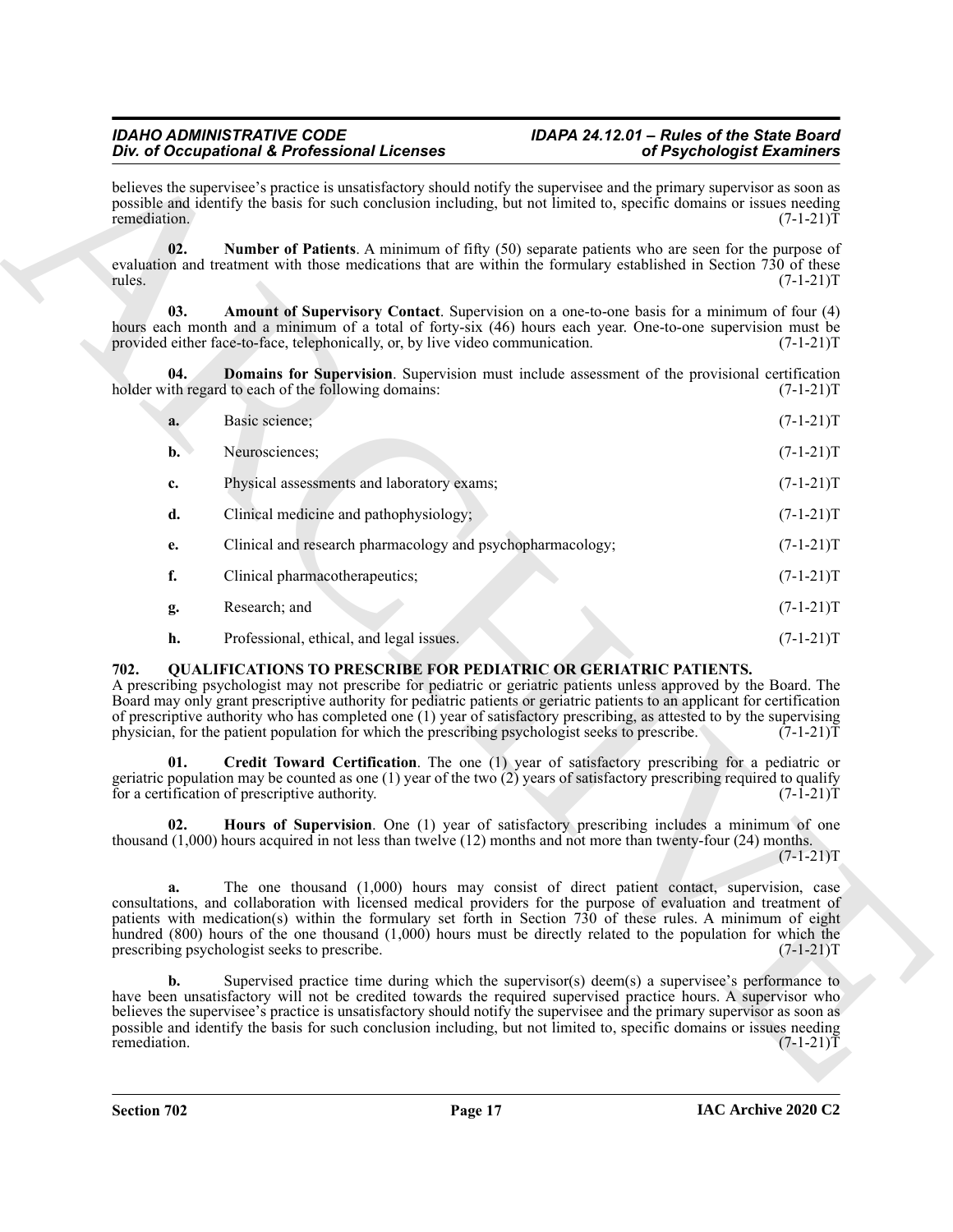believes the supervisee's practice is unsatisfactory should notify the supervisee and the primary supervisor as soon as possible and identify the basis for such conclusion including, but not limited to, specific domains or issues needing remediation. (7-1-21)T

**02. Number of Patients**. A minimum of fifty (50) separate patients who are seen for the purpose of evaluation and treatment with those medications that are within the formulary established in Section 730 of these rules. (7-1-21)T

**03. Amount of Supervisory Contact**. Supervision on a one-to-one basis for a minimum of four (4) hours each month and a minimum of a total of forty-six (46) hours each year. One-to-one supervision must be provided either face-to-face, telephonically, or, by live video communication. (7-1-21)T

**04. Domains for Supervision**. Supervision must include assessment of the provisional certification holder with regard to each of the following domains: (7-1-21)T

**a.** Basic science; (7-1-21)T

**b.** Neurosciences; (7-1-21)T

**c.** Physical assessments and laboratory exams; (7-1-21)T

**d.** Clinical medicine and pathophysiology; (7-1-21)T

**e.** Clinical and research pharmacology and psychopharmacology; (7-1-21)T

**f.** Clinical pharmacotherapeutics; (7-1-21)T

**g.** Research; and (7-1-21)T

**h.** Professional, ethical, and legal issues. (7-1-21)T

## 702. QUALIFICATIONS TO PRESCRIBE FOR PEDIATRIC OR GERIATRIC PATIENTS.

A prescribing psychologist may not prescribe for pediatric or geriatric patients unless approved by the Board. The Board may only grant prescriptive authority for pediatric patients or geriatric patients to an applicant for certification of prescriptive authority who has completed one (1) year of satisfactory prescribing, as attested to by the supervising physician, for the patient population for which the prescribing psychologist seeks to prescribe. (7-1-21)T

**01. Credit Toward Certification**. The one (1) year of satisfactory prescribing for a pediatric or geriatric population may be counted as one (1) year of the two (2) years of satisfactory prescribing required to qualify for a certification of prescriptive authority. (7-1-21)T

**02. Hours of Supervision**. One (1) year of satisfactory prescribing includes a minimum of one thousand (1,000) hours acquired in not less than twelve (12) months and not more than twenty-four (24) months. (7-1-21)T

**a.** The one thousand (1,000) hours may consist of direct patient contact, supervision, case consultations, and collaboration with licensed medical providers for the purpose of evaluation and treatment of patients with medication(s) within the formulary set forth in Section 730 of these rules. A minimum of eight hundred (800) hours of the one thousand (1,000) hours must be directly related to the population for which the prescribing psychologist seeks to prescribe. (7-1-21)T

**b.** Supervised practice time during which the supervisor(s) deem(s) a supervisee's performance to have been unsatisfactory will not be credited towards the required supervised practice hours. A supervisor who believes the supervisee's practice is unsatisfactory should notify the supervisee and the primary supervisor as soon as possible and identify the basis for such conclusion including, but not limited to, specific domains or issues needing remediation. (7-1-21)T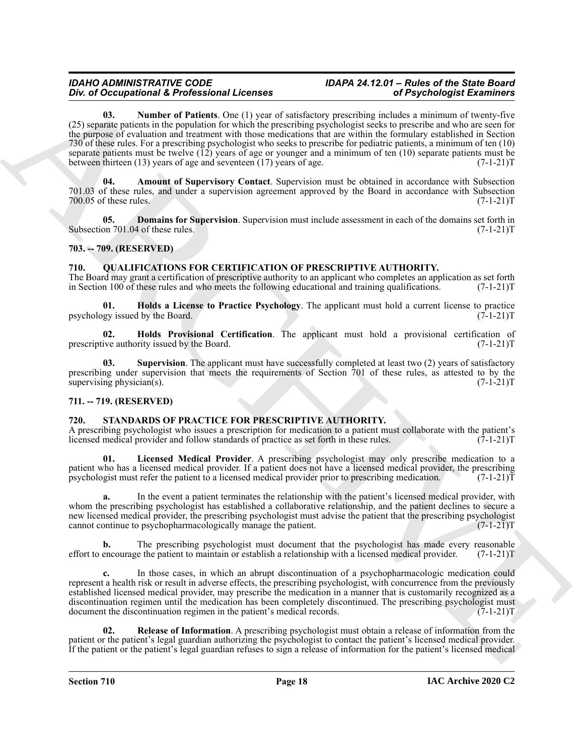**03. Number of Patients**. One (1) year of satisfactory prescribing includes a minimum of twenty-five (25) separate patients in the population for which the prescribing psychologist seeks to prescribe and who are seen for the purpose of evaluation and treatment with those medications that are within the formulary established in Section 730 of these rules. For a prescribing psychologist who seeks to prescribe for pediatric patients, a minimum of ten (10) separate patients must be twelve (12) years of age or younger and a minimum of ten (10) separate patients must be between thirteen (13) years of age and seventeen (17) years of age. (7-1-21)T

**04. Amount of Supervisory Contact**. Supervision must be obtained in accordance with Subsection 701.03 of these rules, and under a supervision agreement approved by the Board in accordance with Subsection 700.05 of these rules. (7-1-21)T

**05. Domains for Supervision**. Supervision must include assessment in each of the domains set forth in Subsection 701.04 of these rules. (7-1-21)T

## 703. -- 709. (RESERVED)

## 710. QUALIFICATIONS FOR CERTIFICATION OF PRESCRIPTIVE AUTHORITY.

The Board may grant a certification of prescriptive authority to an applicant who completes an application as set forth in Section 100 of these rules and who meets the following educational and training qualifications. (7-1-21)T

**01. Holds a License to Practice Psychology**. The applicant must hold a current license to practice psychology issued by the Board. (7-1-21)T

**02. Holds Provisional Certification**. The applicant must hold a provisional certification of prescriptive authority issued by the Board. (7-1-21)T

**03. Supervision**. The applicant must have successfully completed at least two (2) years of satisfactory prescribing under supervision that meets the requirements of Section 701 of these rules, as attested to by the supervising physician(s). (7-1-21)T

## 711. -- 719. (RESERVED)

## 720. STANDARDS OF PRACTICE FOR PRESCRIPTIVE AUTHORITY.

A prescribing psychologist who issues a prescription for medication to a patient must collaborate with the patient's licensed medical provider and follow standards of practice as set forth in these rules. (7-1-21)T

**01. Licensed Medical Provider**. A prescribing psychologist may only prescribe medication to a patient who has a licensed medical provider. If a patient does not have a licensed medical provider, the prescribing psychologist must refer the patient to a licensed medical provider prior to prescribing medication. (7-1-21)T

**a.** In the event a patient terminates the relationship with the patient's licensed medical provider, with whom the prescribing psychologist has established a collaborative relationship, and the patient declines to secure a new licensed medical provider, the prescribing psychologist must advise the patient that the prescribing psychologist cannot continue to psychopharmacologically manage the patient. (7-1-21)T

**b.** The prescribing psychologist must document that the psychologist has made every reasonable effort to encourage the patient to maintain or establish a relationship with a licensed medical provider. (7-1-21)T

**c.** In those cases, in which an abrupt discontinuation of a psychopharmacologic medication could represent a health risk or result in adverse effects, the prescribing psychologist, with concurrence from the previously established licensed medical provider, may prescribe the medication in a manner that is customarily recognized as a discontinuation regimen until the medication has been completely discontinued. The prescribing psychologist must document the discontinuation regimen in the patient's medical records. (7-1-21)T

**02. Release of Information**. A prescribing psychologist must obtain a release of information from the patient or the patient's legal guardian authorizing the psychologist to contact the patient's licensed medical provider. If the patient or the patient's legal guardian refuses to sign a release of information for the patient's licensed medical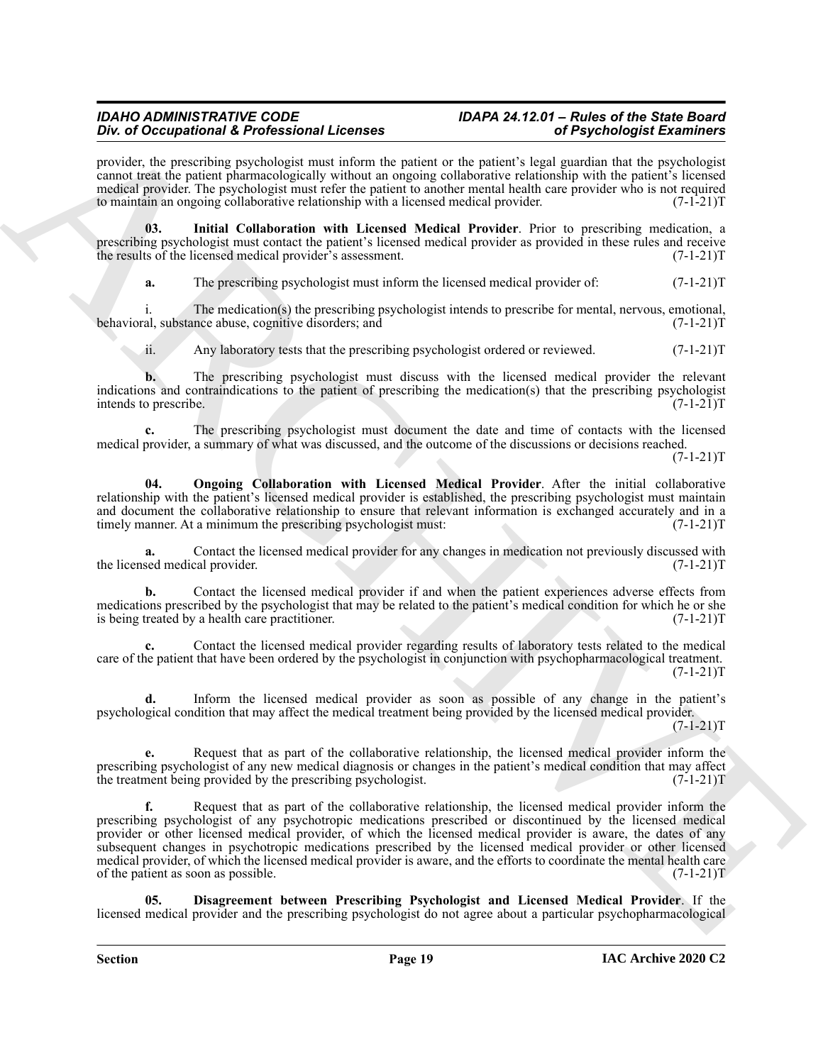provider, the prescribing psychologist must inform the patient or the patient's legal guardian that the psychologist cannot treat the patient pharmacologically without an ongoing collaborative relationship with the patient's licensed medical provider. The psychologist must refer the patient to another mental health care provider who is not required to maintain an ongoing collaborative relationship with a licensed medical provider. (7-1-21)T

**03. Initial Collaboration with Licensed Medical Provider**. Prior to prescribing medication, a prescribing psychologist must contact the patient's licensed medical provider as provided in these rules and receive the results of the licensed medical provider's assessment. (7-1-21)T

**a.** The prescribing psychologist must inform the licensed medical provider of: (7-1-21)T

i. The medication(s) the prescribing psychologist intends to prescribe for mental, nervous, emotional, behavioral, substance abuse, cognitive disorders; and (7-1-21)T

ii. Any laboratory tests that the prescribing psychologist ordered or reviewed. (7-1-21)T

**b.** The prescribing psychologist must discuss with the licensed medical provider the relevant indications and contraindications to the patient of prescribing the medication(s) that the prescribing psychologist intends to prescribe. (7-1-21)T

**c.** The prescribing psychologist must document the date and time of contacts with the licensed medical provider, a summary of what was discussed, and the outcome of the discussions or decisions reached. (7-1-21)T

**04. Ongoing Collaboration with Licensed Medical Provider**. After the initial collaborative relationship with the patient's licensed medical provider is established, the prescribing psychologist must maintain and document the collaborative relationship to ensure that relevant information is exchanged accurately and in a timely manner. At a minimum the prescribing psychologist must: (7-1-21)T

**a.** Contact the licensed medical provider for any changes in medication not previously discussed with the licensed medical provider. (7-1-21)T

**b.** Contact the licensed medical provider if and when the patient experiences adverse effects from medications prescribed by the psychologist that may be related to the patient's medical condition for which he or she is being treated by a health care practitioner. (7-1-21)T

**c.** Contact the licensed medical provider regarding results of laboratory tests related to the medical care of the patient that have been ordered by the psychologist in conjunction with psychopharmacological treatment. (7-1-21)T

**d.** Inform the licensed medical provider as soon as possible of any change in the patient's psychological condition that may affect the medical treatment being provided by the licensed medical provider. (7-1-21)T

**e.** Request that as part of the collaborative relationship, the licensed medical provider inform the prescribing psychologist of any new medical diagnosis or changes in the patient's medical condition that may affect the treatment being provided by the prescribing psychologist. (7-1-21)T

**f.** Request that as part of the collaborative relationship, the licensed medical provider inform the prescribing psychologist of any psychotropic medications prescribed or discontinued by the licensed medical provider or other licensed medical provider, of which the licensed medical provider is aware, the dates of any subsequent changes in psychotropic medications prescribed by the licensed medical provider or other licensed medical provider, of which the licensed medical provider is aware, and the efforts to coordinate the mental health care of the patient as soon as possible. (7-1-21)T

**05. Disagreement between Prescribing Psychologist and Licensed Medical Provider**. If the licensed medical provider and the prescribing psychologist do not agree about a particular psychopharmacological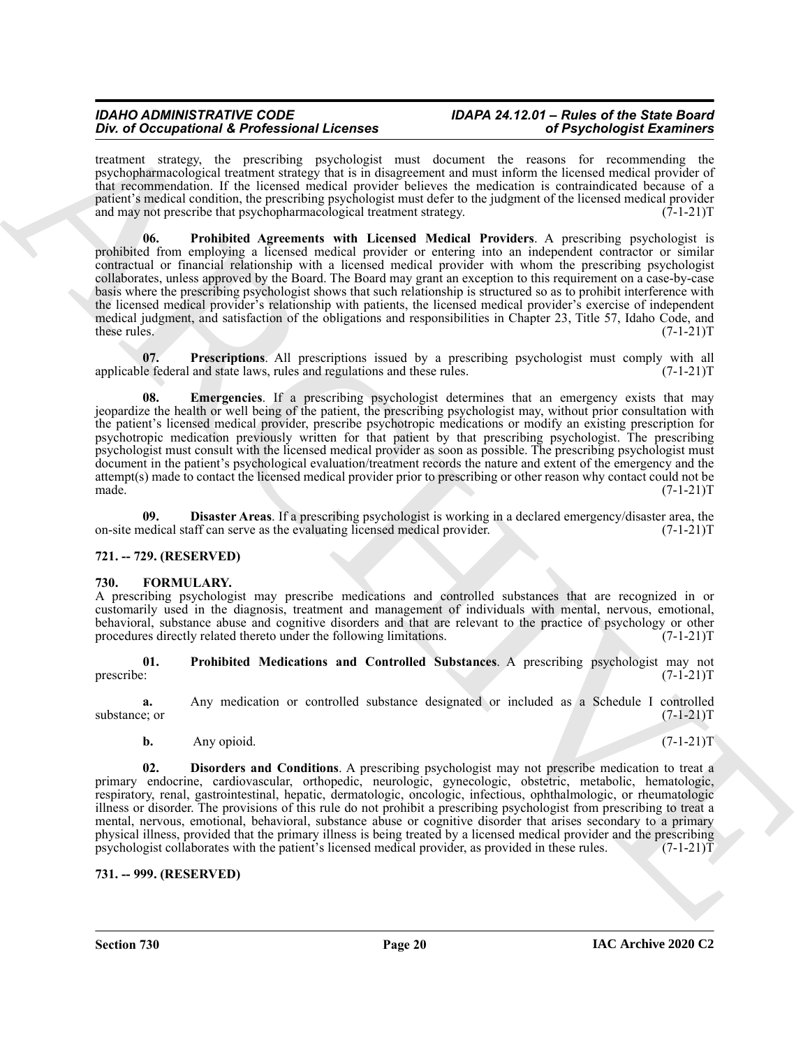treatment strategy, the prescribing psychologist must document the reasons for recommending the psychopharmacological treatment strategy that is in disagreement and must inform the licensed medical provider of that recommendation. If the licensed medical provider believes the medication is contraindicated because of a patient's medical condition, the prescribing psychologist must defer to the judgment of the licensed medical provider and may not prescribe that psychopharmacological treatment strategy. (7-1-21)T

**06. Prohibited Agreements with Licensed Medical Providers**. A prescribing psychologist is prohibited from employing a licensed medical provider or entering into an independent contractor or similar contractual or financial relationship with a licensed medical provider with whom the prescribing psychologist collaborates, unless approved by the Board. The Board may grant an exception to this requirement on a case-by-case basis where the prescribing psychologist shows that such relationship is structured so as to prohibit interference with the licensed medical provider's relationship with patients, the licensed medical provider's exercise of independent medical judgment, and satisfaction of the obligations and responsibilities in Chapter 23, Title 57, Idaho Code, and these rules. (7-1-21)T

**07. Prescriptions**. All prescriptions issued by a prescribing psychologist must comply with all applicable federal and state laws, rules and regulations and these rules. (7-1-21)T

**08. Emergencies**. If a prescribing psychologist determines that an emergency exists that may jeopardize the health or well being of the patient, the prescribing psychologist may, without prior consultation with the patient's licensed medical provider, prescribe psychotropic medications or modify an existing prescription for psychotropic medication previously written for that patient by that prescribing psychologist. The prescribing psychologist must consult with the licensed medical provider as soon as possible. The prescribing psychologist must document in the patient's psychological evaluation/treatment records the nature and extent of the emergency and the attempt(s) made to contact the licensed medical provider prior to prescribing or other reason why contact could not be made. (7-1-21)T

**09. Disaster Areas**. If a prescribing psychologist is working in a declared emergency/disaster area, the on-site medical staff can serve as the evaluating licensed medical provider. (7-1-21)T

### 721. -- 729. (RESERVED)

### 730. FORMULARY.

A prescribing psychologist may prescribe medications and controlled substances that are recognized in or customarily used in the diagnosis, treatment and management of individuals with mental, nervous, emotional, behavioral, substance abuse and cognitive disorders and that are relevant to the practice of psychology or other procedures directly related thereto under the following limitations. (7-1-21)T

**01. Prohibited Medications and Controlled Substances**. A prescribing psychologist may not prescribe: (7-1-21)T

**a.** Any medication or controlled substance designated or included as a Schedule I controlled substance; or (7-1-21)T

**b.** Any opioid. (7-1-21)T

**02. Disorders and Conditions**. A prescribing psychologist may not prescribe medication to treat a primary endocrine, cardiovascular, orthopedic, neurologic, gynecologic, obstetric, metabolic, hematologic, respiratory, renal, gastrointestinal, hepatic, dermatologic, oncologic, infectious, ophthalmologic, or rheumatologic illness or disorder. The provisions of this rule do not prohibit a prescribing psychologist from prescribing to treat a mental, nervous, emotional, behavioral, substance abuse or cognitive disorder that arises secondary to a primary physical illness, provided that the primary illness is being treated by a licensed medical provider and the prescribing psychologist collaborates with the patient's licensed medical provider, as provided in these rules. (7-1-21)T

### 731. -- 999. (RESERVED)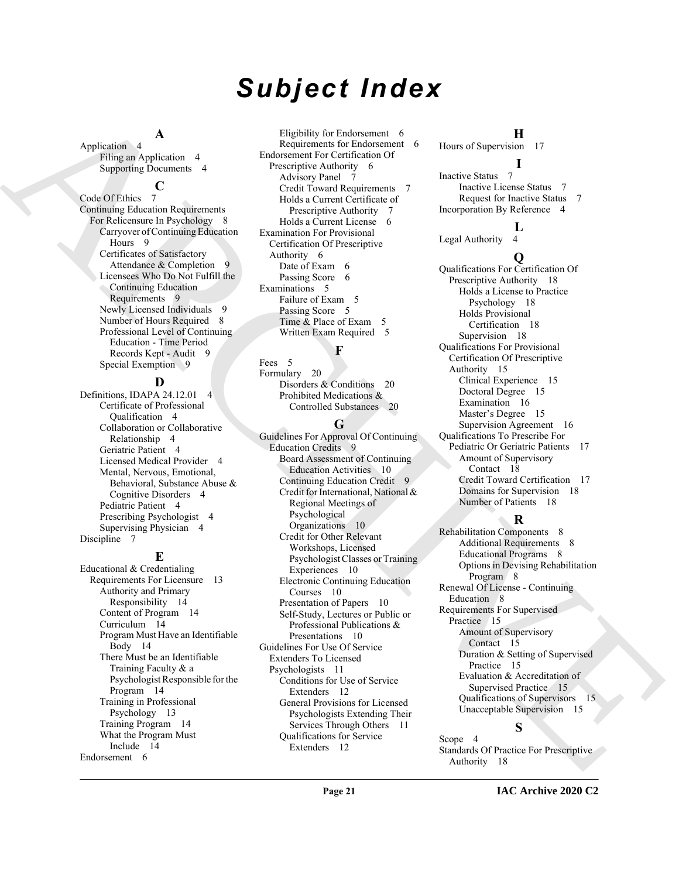# Subject Index

**A**

Application 4
- Filing an Application 4
- Supporting Documents 4

**C**

Code Of Ethics 7
Continuing Education Requirements For Relicensure In Psychology 8
- Carryover of Continuing Education Hours 9
- Certificates of Satisfactory Attendance & Completion 9
- Licensees Who Do Not Fulfill the Continuing Education Requirements 9
- Newly Licensed Individuals 9
- Number of Hours Required 8
- Professional Level of Continuing Education - Time Period Records Kept - Audit 9
- Special Exemption 9

**D**

Definitions, IDAPA 24.12.01 4
- Certificate of Professional Qualification 4
- Collaboration or Collaborative Relationship 4
- Geriatric Patient 4
- Licensed Medical Provider 4
- Mental, Nervous, Emotional, Behavioral, Substance Abuse & Cognitive Disorders 4
- Pediatric Patient 4
- Prescribing Psychologist 4
- Supervising Physician 4

Discipline 7

**E**

Educational & Credentialing Requirements For Licensure 13
- Authority and Primary Responsibility 14
- Content of Program 14
- Curriculum 14
- Program Must Have an Identifiable Body 14
- There Must be an Identifiable Training Faculty & a Psychologist Responsible for the Program 14
- Training in Professional Psychology 13
- Training Program 14
- What the Program Must Include 14

Endorsement 6
- Eligibility for Endorsement 6
- Requirements for Endorsement 6

Endorsement For Certification Of Prescriptive Authority 6
- Advisory Panel 7
- Credit Toward Requirements 7
- Holds a Current Certificate of Prescriptive Authority 7
- Holds a Current License 6

Examination For Provisional Certification Of Prescriptive Authority 6
- Date of Exam 6
- Passing Score 6

Examinations 5
- Failure of Exam 5
- Passing Score 5
- Time & Place of Exam 5
- Written Exam Required 5

**F**

Fees 5
Formulary 20
- Disorders & Conditions 20
- Prohibited Medications & Controlled Substances 20

**G**

Guidelines For Approval Of Continuing Education Credits 9
- Board Assessment of Continuing Education Activities 10
- Continuing Education Credit 9
- Credit for International, National & Regional Meetings of Psychological Organizations 10
- Credit for Other Relevant Workshops, Licensed Psychologist Classes or Training Experiences 10
- Electronic Continuing Education Courses 10
- Presentation of Papers 10
- Self-Study, Lectures or Public or Professional Publications & Presentations 10

Guidelines For Use Of Service Extenders To Licensed Psychologists 11
- Conditions for Use of Service Extenders 12
- General Provisions for Licensed Psychologists Extending Their Services Through Others 11
- Qualifications for Service Extenders 12

**H**

Hours of Supervision 17

**I**

Inactive Status 7
- Inactive License Status 7
- Request for Inactive Status 7

Incorporation By Reference 4

**L**

Legal Authority 4

**Q**

Qualifications For Certification Of Prescriptive Authority 18
- Holds a License to Practice Psychology 18
- Holds Provisional Certification 18
- Supervision 18

Qualifications For Provisional Certification Of Prescriptive Authority 15
- Clinical Experience 15
- Doctoral Degree 15
- Examination 16
- Master's Degree 15
- Supervision Agreement 16

Qualifications To Prescribe For Pediatric Or Geriatric Patients 17
- Amount of Supervisory Contact 18
- Credit Toward Certification 17
- Domains for Supervision 18
- Number of Patients 18

**R**

Rehabilitation Components 8
- Additional Requirements 8
- Educational Programs 8
- Options in Devising Rehabilitation Program 8

Renewal Of License - Continuing Education 8

Requirements For Supervised Practice 15
- Amount of Supervisory Contact 15
- Duration & Setting of Supervised Practice 15
- Evaluation & Accreditation of Supervised Practice 15
- Qualifications of Supervisors 15
- Unacceptable Supervision 15

**S**

Scope 4
Standards Of Practice For Prescriptive Authority 18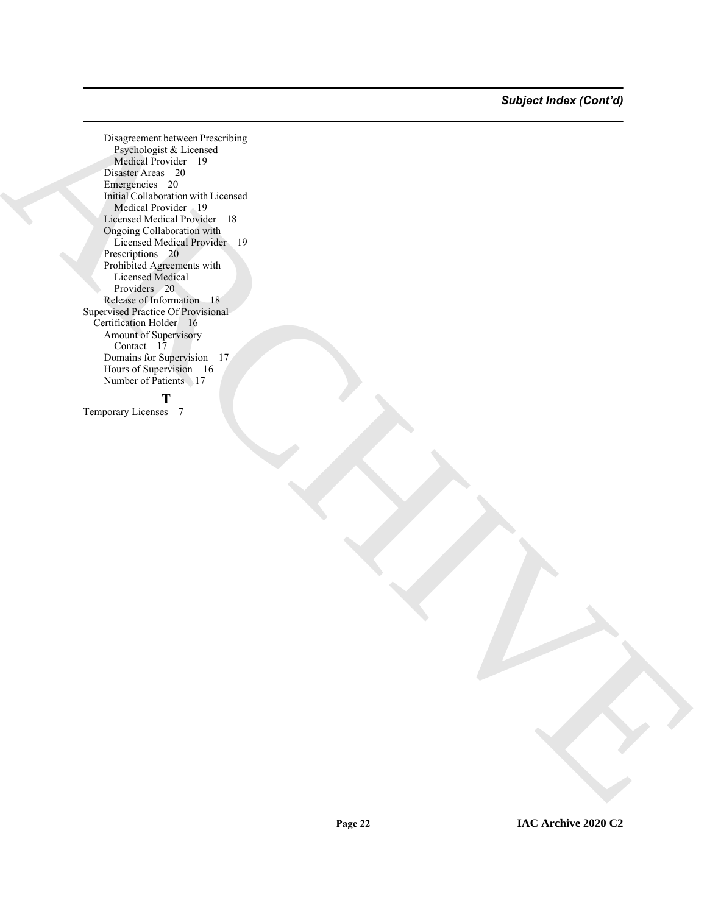Disagreement between Prescribing Psychologist & Licensed Medical Provider 19
Disaster Areas 20
Emergencies 20
Initial Collaboration with Licensed Medical Provider 19
Licensed Medical Provider 18
Ongoing Collaboration with Licensed Medical Provider 19
Prescriptions 20
Prohibited Agreements with Licensed Medical Providers 20
Release of Information 18

Supervised Practice Of Provisional Certification Holder 16
Amount of Supervisory Contact 17
Domains for Supervision 17
Hours of Supervision 16
Number of Patients 17

**T**

Temporary Licenses 7